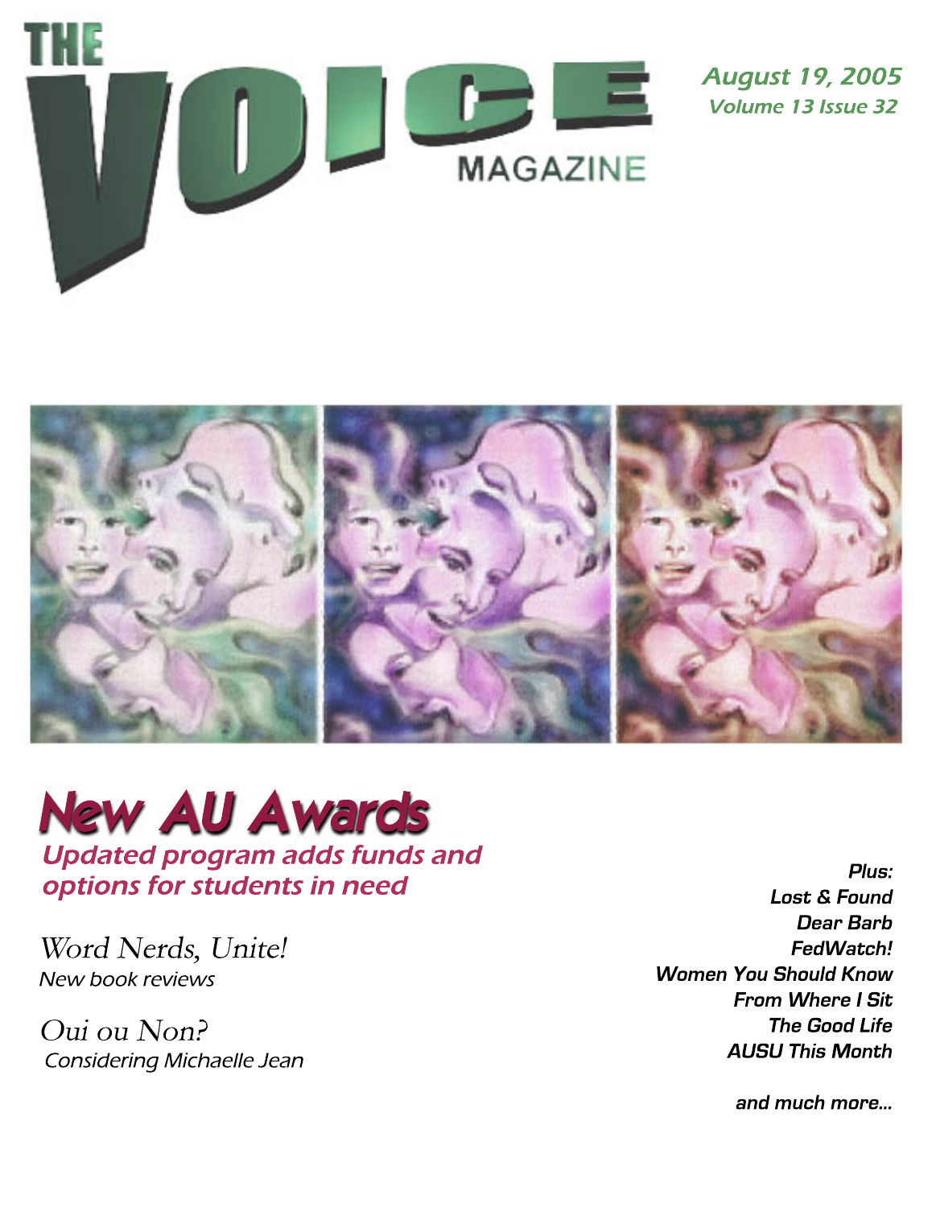# THE VOICE MAGAZINE

August 19, 2005
Volume 13 Issue 32

## New AU Awards

**Updated program adds funds and options for students in need**

Word Nerds, Unite!
*New book reviews*

Oui ou Non?
*Considering Michaelle Jean*

**Plus:**
***Lost & Found***
***Dear Barb***
***FedWatch!***
***Women You Should Know***
***From Where I Sit***
***The Good Life***
***AUSU This Month***

***and much more...***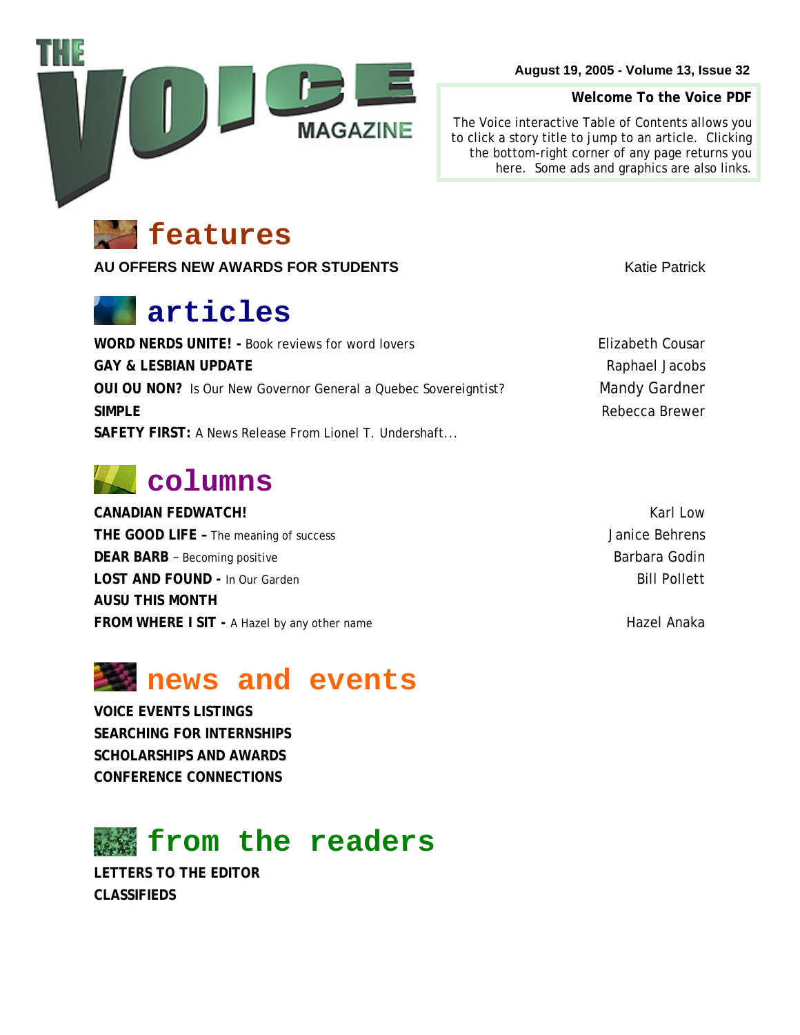# THE VOICE MAGAZINE

August 19, 2005 - Volume 13, Issue 32

**Welcome To the Voice PDF**

The Voice interactive Table of Contents allows you to click a story title to jump to an article. Clicking the bottom-right corner of any page returns you here. Some ads and graphics are also links.

## features

| | |
|---|---|
| **AU OFFERS NEW AWARDS FOR STUDENTS** | Katie Patrick |

## articles

| | |
|---|---|
| **WORD NERDS UNITE! -** Book reviews for word lovers | Elizabeth Cousar |
| **GAY & LESBIAN UPDATE** | Raphael Jacobs |
| **OUI OU NON?** Is Our New Governor General a Quebec Sovereigntist? | Mandy Gardner |
| **SIMPLE** | Rebecca Brewer |
| **SAFETY FIRST:** A News Release From Lionel T. Undershaft... | |

## columns

| | |
|---|---|
| **CANADIAN FEDWATCH!** | Karl Low |
| **THE GOOD LIFE –** The meaning of success | Janice Behrens |
| **DEAR BARB** – Becoming positive | Barbara Godin |
| **LOST AND FOUND -** In Our Garden | Bill Pollett |
| **AUSU THIS MONTH** | |
| **FROM WHERE I SIT -** A Hazel by any other name | Hazel Anaka |

## news and events

**VOICE EVENTS LISTINGS**
**SEARCHING FOR INTERNSHIPS**
**SCHOLARSHIPS AND AWARDS**
**CONFERENCE CONNECTIONS**

## from the readers

**LETTERS TO THE EDITOR**
**CLASSIFIEDS**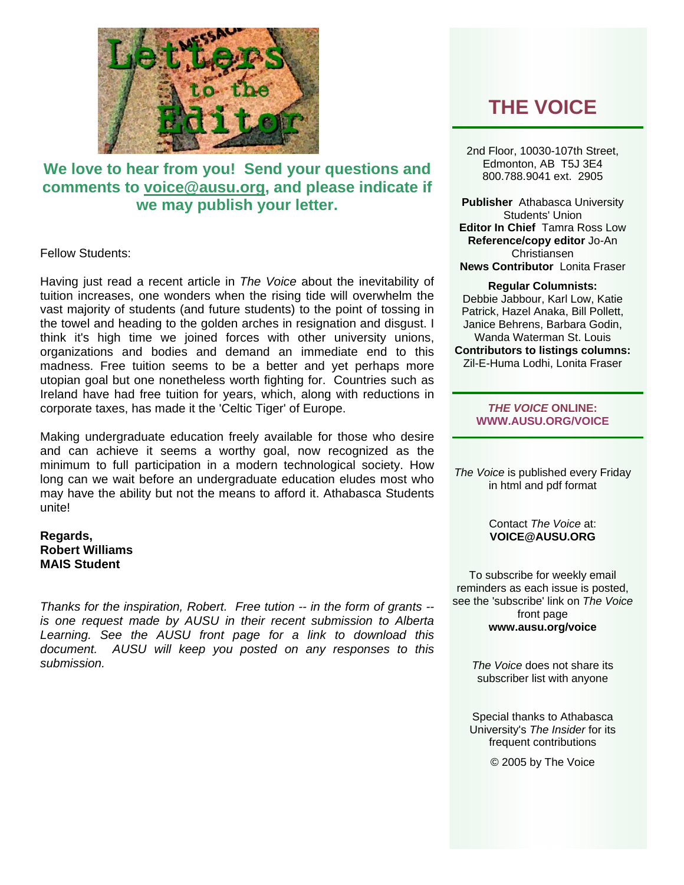# Letters to the Editor

**We love to hear from you! Send your questions and comments to voice@ausu.org, and please indicate if we may publish your letter.**

Fellow Students:

Having just read a recent article in *The Voice* about the inevitability of tuition increases, one wonders when the rising tide will overwhelm the vast majority of students (and future students) to the point of tossing in the towel and heading to the golden arches in resignation and disgust. I think it's high time we joined forces with other university unions, organizations and bodies and demand an immediate end to this madness. Free tuition seems to be a better and yet perhaps more utopian goal but one nonetheless worth fighting for. Countries such as Ireland have had free tuition for years, which, along with reductions in corporate taxes, has made it the 'Celtic Tiger' of Europe.

Making undergraduate education freely available for those who desire and can achieve it seems a worthy goal, now recognized as the minimum to full participation in a modern technological society. How long can we wait before an undergraduate education eludes most who may have the ability but not the means to afford it. Athabasca Students unite!

**Regards,**
**Robert Williams**
**MAIS Student**

*Thanks for the inspiration, Robert. Free tution -- in the form of grants -- is one request made by AUSU in their recent submission to Alberta Learning. See the AUSU front page for a link to download this document. AUSU will keep you posted on any responses to this submission.*

## THE VOICE

2nd Floor, 10030-107th Street,
Edmonton, AB T5J 3E4
800.788.9041 ext. 2905

**Publisher** Athabasca University Students' Union
**Editor In Chief** Tamra Ross Low
**Reference/copy editor** Jo-An Christiansen
**News Contributor** Lonita Fraser

**Regular Columnists:**
Debbie Jabbour, Karl Low, Katie Patrick, Hazel Anaka, Bill Pollett, Janice Behrens, Barbara Godin, Wanda Waterman St. Louis
**Contributors to listings columns:**
Zil-E-Huma Lodhi, Lonita Fraser

***THE VOICE* ONLINE:**
**WWW.AUSU.ORG/VOICE**

*The Voice* is published every Friday in html and pdf format

Contact *The Voice* at:
**VOICE@AUSU.ORG**

To subscribe for weekly email reminders as each issue is posted, see the 'subscribe' link on *The Voice* front page
**www.ausu.org/voice**

*The Voice* does not share its subscriber list with anyone

Special thanks to Athabasca University's *The Insider* for its frequent contributions

© 2005 by The Voice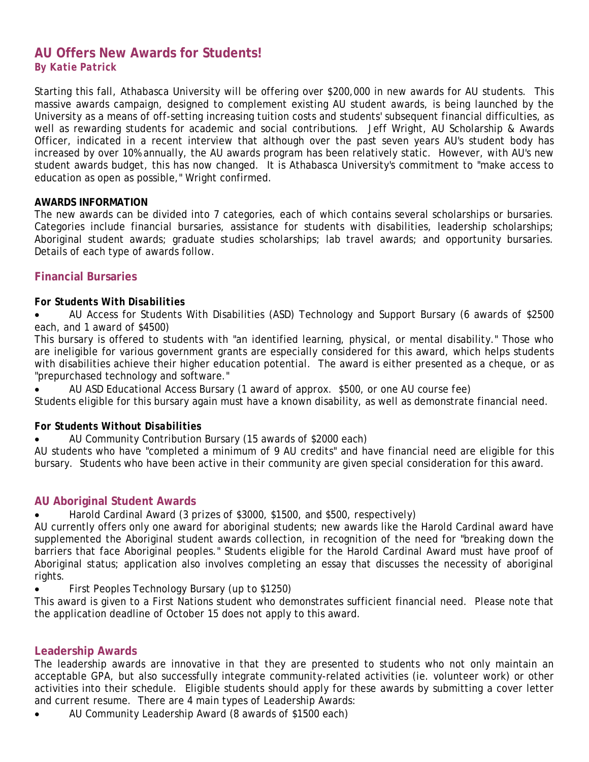## AU Offers New Awards for Students!

***By Katie Patrick***

Starting this fall, Athabasca University will be offering over $200,000 in new awards for AU students. This massive awards campaign, designed to complement existing AU student awards, is being launched by the University as a means of off-setting increasing tuition costs and students' subsequent financial difficulties, as well as rewarding students for academic and social contributions. Jeff Wright, AU Scholarship & Awards Officer, indicated in a recent interview that although over the past seven years AU's student body has increased by over 10% annually, the AU awards program has been relatively static. However, with AU's new student awards budget, this has now changed. It is Athabasca University's commitment to "make access to education as open as possible," Wright confirmed.

**AWARDS INFORMATION**

The new awards can be divided into 7 categories, each of which contains several scholarships or bursaries. Categories include financial bursaries, assistance for students with disabilities, leadership scholarships; Aboriginal student awards; graduate studies scholarships; lab travel awards; and opportunity bursaries. Details of each type of awards follow.

### Financial Bursaries

***For Students With Disabilities***

- AU Access for Students With Disabilities (ASD) Technology and Support Bursary (6 awards of $2500 each, and 1 award of $4500)

This bursary is offered to students with "an identified learning, physical, or mental disability." Those who are ineligible for various government grants are especially considered for this award, which helps students with disabilities achieve their higher education potential. The award is either presented as a cheque, or as "prepurchased technology and software."

- AU ASD Educational Access Bursary (1 award of approx. $500, or one AU course fee)

Students eligible for this bursary again must have a known disability, as well as demonstrate financial need.

***For Students Without Disabilities***

- AU Community Contribution Bursary (15 awards of $2000 each)

AU students who have "completed a minimum of 9 AU credits" and have financial need are eligible for this bursary. Students who have been active in their community are given special consideration for this award.

### AU Aboriginal Student Awards

- Harold Cardinal Award (3 prizes of $3000, $1500, and $500, respectively)

AU currently offers only one award for aboriginal students; new awards like the Harold Cardinal award have supplemented the Aboriginal student awards collection, in recognition of the need for "breaking down the barriers that face Aboriginal peoples." Students eligible for the Harold Cardinal Award must have proof of Aboriginal status; application also involves completing an essay that discusses the necessity of aboriginal rights.

- First Peoples Technology Bursary (up to $1250)

This award is given to a First Nations student who demonstrates sufficient financial need. Please note that the application deadline of October 15 does not apply to this award.

### Leadership Awards

The leadership awards are innovative in that they are presented to students who not only maintain an acceptable GPA, but also successfully integrate community-related activities (ie. volunteer work) or other activities into their schedule. Eligible students should apply for these awards by submitting a cover letter and current resume. There are 4 main types of Leadership Awards:

- AU Community Leadership Award (8 awards of $1500 each)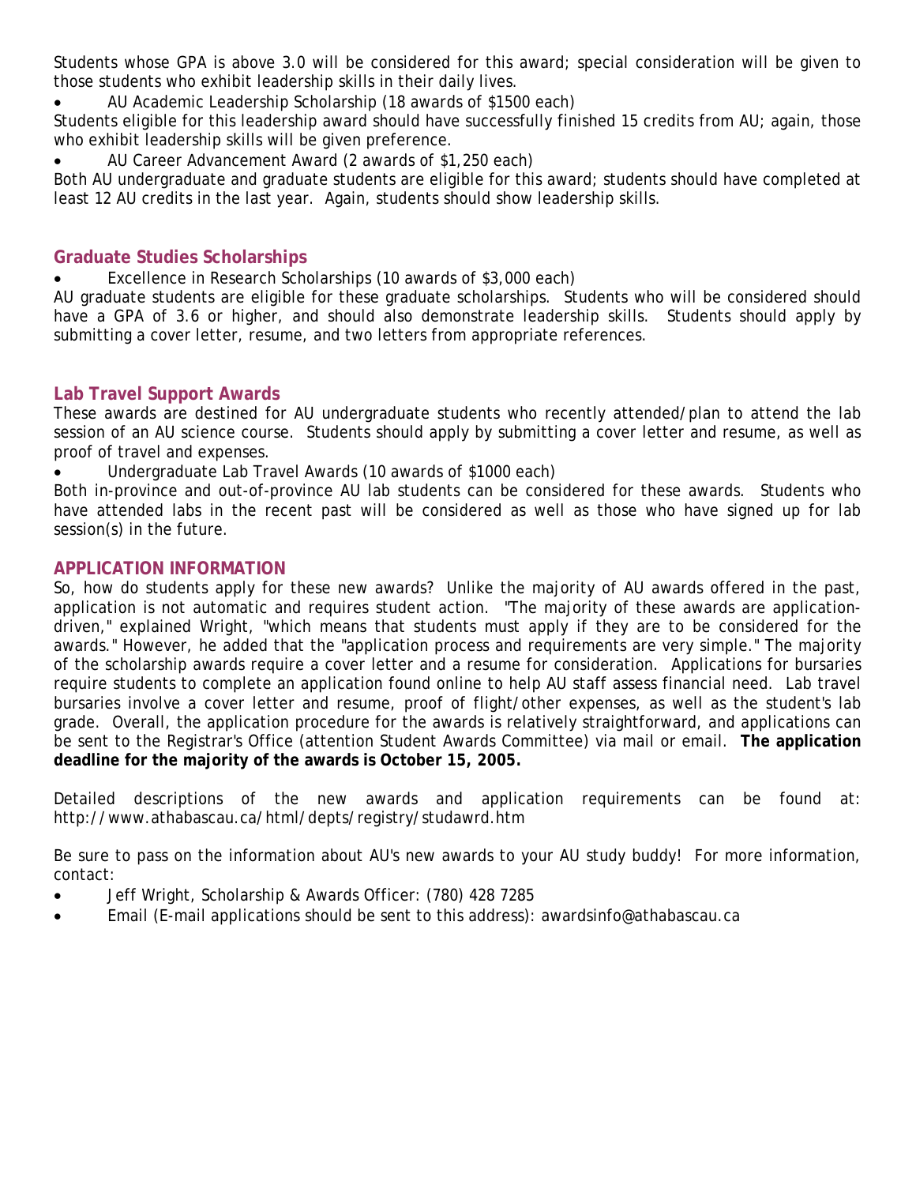Students whose GPA is above 3.0 will be considered for this award; special consideration will be given to those students who exhibit leadership skills in their daily lives.

- AU Academic Leadership Scholarship (18 awards of $1500 each)

Students eligible for this leadership award should have successfully finished 15 credits from AU; again, those who exhibit leadership skills will be given preference.

- AU Career Advancement Award (2 awards of $1,250 each)

Both AU undergraduate and graduate students are eligible for this award; students should have completed at least 12 AU credits in the last year. Again, students should show leadership skills.

## Graduate Studies Scholarships

- Excellence in Research Scholarships (10 awards of $3,000 each)

AU graduate students are eligible for these graduate scholarships. Students who will be considered should have a GPA of 3.6 or higher, and should also demonstrate leadership skills. Students should apply by submitting a cover letter, resume, and two letters from appropriate references.

## Lab Travel Support Awards

These awards are destined for AU undergraduate students who recently attended/plan to attend the lab session of an AU science course. Students should apply by submitting a cover letter and resume, as well as proof of travel and expenses.

- Undergraduate Lab Travel Awards (10 awards of $1000 each)

Both in-province and out-of-province AU lab students can be considered for these awards. Students who have attended labs in the recent past will be considered as well as those who have signed up for lab session(s) in the future.

## APPLICATION INFORMATION

So, how do students apply for these new awards? Unlike the majority of AU awards offered in the past, application is not automatic and requires student action. "The majority of these awards are application-driven," explained Wright, "which means that students must apply if they are to be considered for the awards." However, he added that the "application process and requirements are very simple." The majority of the scholarship awards require a cover letter and a resume for consideration. Applications for bursaries require students to complete an application found online to help AU staff assess financial need. Lab travel bursaries involve a cover letter and resume, proof of flight/other expenses, as well as the student's lab grade. Overall, the application procedure for the awards is relatively straightforward, and applications can be sent to the Registrar's Office (attention Student Awards Committee) via mail or email. **The application deadline for the majority of the awards is October 15, 2005.**

Detailed descriptions of the new awards and application requirements can be found at: http://www.athabascau.ca/html/depts/registry/studawrd.htm

Be sure to pass on the information about AU's new awards to your AU study buddy! For more information, contact:

- Jeff Wright, Scholarship & Awards Officer: (780) 428 7285
- Email (E-mail applications should be sent to this address): awardsinfo@athabascau.ca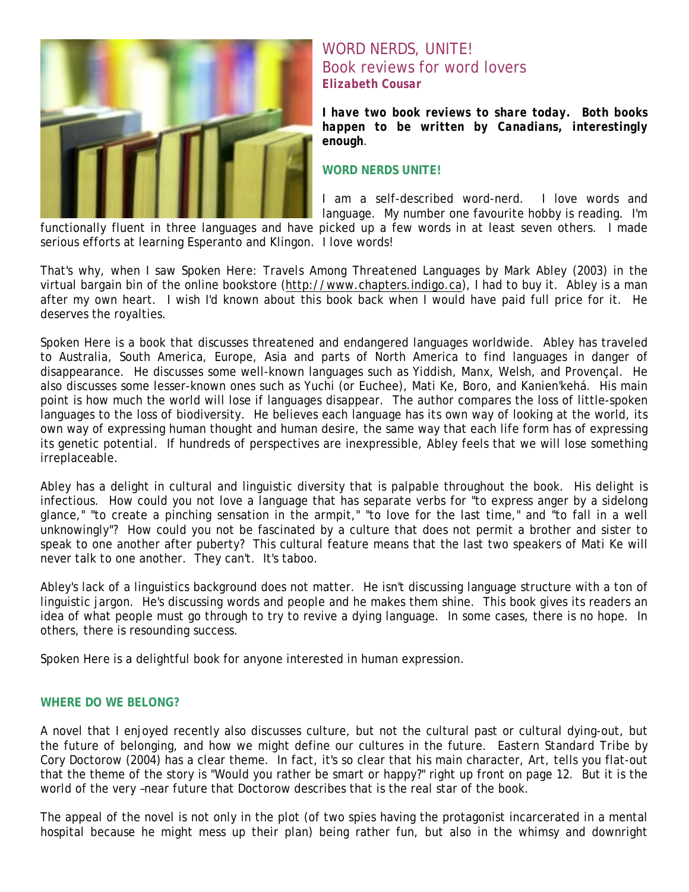## WORD NERDS, UNITE!
## Book reviews for word lovers
**Elizabeth Cousar**

***I have two book reviews to share today. Both books happen to be written by Canadians, interestingly enough***.

**WORD NERDS UNITE!**

I am a self-described word-nerd. I love words and language. My number one favourite hobby is reading. I'm functionally fluent in three languages and have picked up a few words in at least seven others. I made serious efforts at learning Esperanto and Klingon. I love words!

That's why, when I saw *Spoken Here: Travels Among Threatened Languages* by Mark Abley (2003) in the virtual bargain bin of the online bookstore (http://www.chapters.indigo.ca), I had to buy it. Abley is a man after my own heart. I wish I'd known about this book back when I would have paid full price for it. He deserves the royalties.

*Spoken Here* is a book that discusses threatened and endangered languages worldwide. Abley has traveled to Australia, South America, Europe, Asia and parts of North America to find languages in danger of disappearance. He discusses some well-known languages such as Yiddish, Manx, Welsh, and Provençal. He also discusses some lesser-known ones such as Yuchi (or Euchee), Mati Ke, Boro, and Kanien'kehá. His main point is how much the world will lose if languages disappear. The author compares the loss of little-spoken languages to the loss of biodiversity. He believes each language has its own way of looking at the world, its own way of expressing human thought and human desire, the same way that each life form has of expressing its genetic potential. If hundreds of perspectives are inexpressible, Abley feels that we will lose something irreplaceable.

Abley has a delight in cultural and linguistic diversity that is palpable throughout the book. His delight is infectious. How could you not love a language that has separate verbs for "to express anger by a sidelong glance," "to create a pinching sensation in the armpit," "to love for the last time," and "to fall in a well unknowingly"? How could you not be fascinated by a culture that does not permit a brother and sister to speak to one another after puberty? This cultural feature means that the last two speakers of Mati Ke will never talk to one another. They can't. It's taboo.

Abley's lack of a linguistics background does not matter. He isn't discussing language structure with a ton of linguistic jargon. He's discussing words and people and he makes them shine. This book gives its readers an idea of what people must go through to try to revive a dying language. In some cases, there is no hope. In others, there is resounding success.

*Spoken Here* is a delightful book for anyone interested in human expression.

**WHERE DO WE BELONG?**

A novel that I enjoyed recently also discusses culture, but not the cultural past or cultural dying-out, but the future of belonging, and how we might define our cultures in the future. *Eastern Standard Tribe* by Cory Doctorow (2004) has a clear theme. In fact, it's so clear that his main character, Art, tells you flat-out that the theme of the story is "Would you rather be smart or happy?" right up front on page 12. But it is the world of the very –near future that Doctorow describes that is the real star of the book.

The appeal of the novel is not only in the plot (of two spies having the protagonist incarcerated in a mental hospital because he might mess up their plan) being rather fun, but also in the whimsy and downright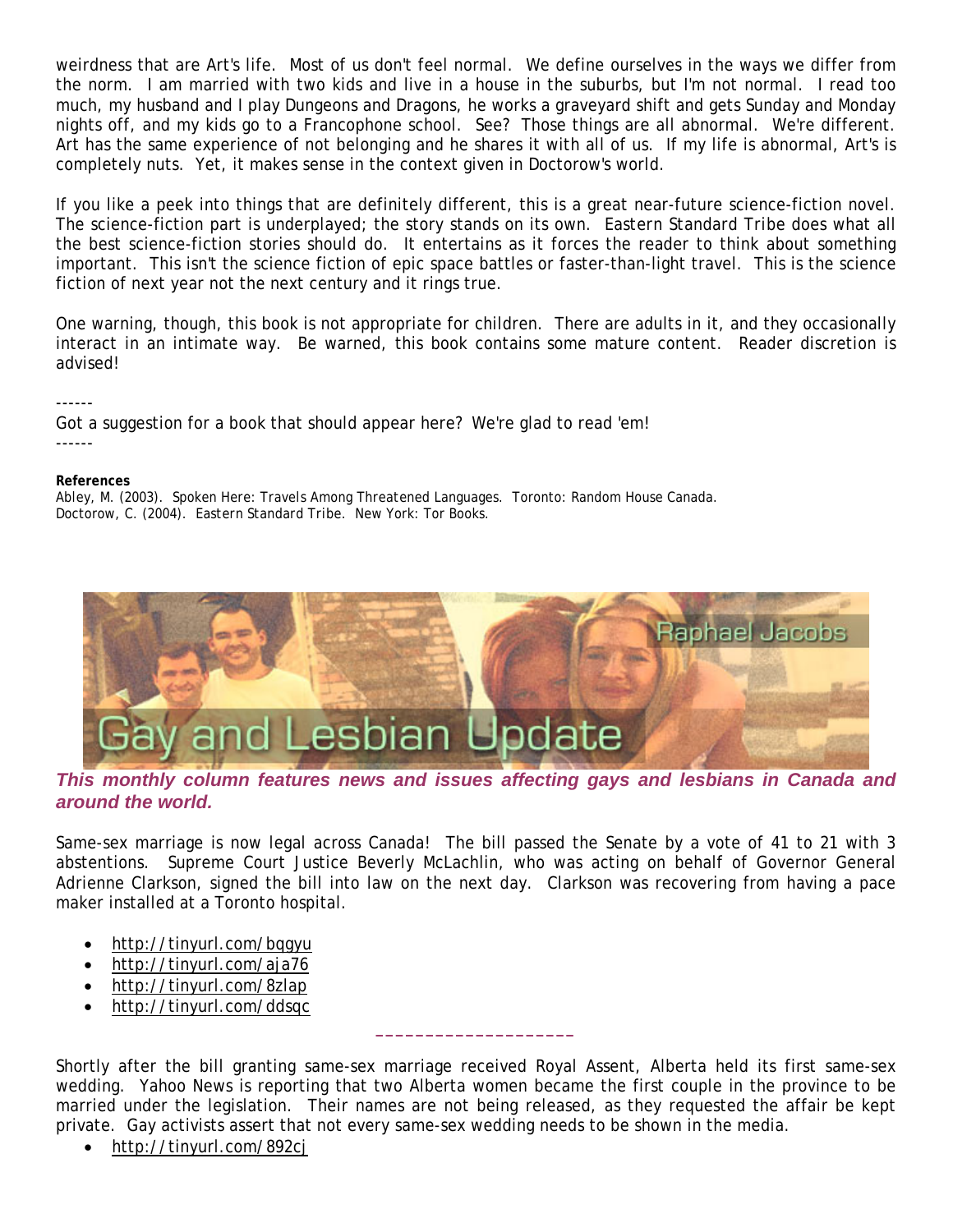weirdness that are Art's life. Most of us don't feel normal. We define ourselves in the ways we differ from the norm. I am married with two kids and live in a house in the suburbs, but I'm not normal. I read too much, my husband and I play Dungeons and Dragons, he works a graveyard shift and gets Sunday and Monday nights off, and my kids go to a Francophone school. See? Those things are all abnormal. We're different. Art has the same experience of not belonging and he shares it with all of us. If my life is abnormal, Art's is completely nuts. Yet, it makes sense in the context given in Doctorow's world.

If you like a peek into things that are definitely different, this is a great near-future science-fiction novel. The science-fiction part is underplayed; the story stands on its own. Eastern Standard Tribe does what all the best science-fiction stories should do. It entertains as it forces the reader to think about something important. This isn't the science fiction of epic space battles or faster-than-light travel. This is the science fiction of next year not the next century and it rings true.

One warning, though, this book is not appropriate for children. There are adults in it, and they occasionally interact in an intimate way. Be warned, this book contains some mature content. Reader discretion is advised!

------
Got a suggestion for a book that should appear here? We're glad to read 'em!
------

**References**
Abley, M. (2003). Spoken Here: Travels Among Threatened Languages. Toronto: Random House Canada.
Doctorow, C. (2004). Eastern Standard Tribe. New York: Tor Books.

# Gay and Lesbian Update

Raphael Jacobs

***This monthly column features news and issues affecting gays and lesbians in Canada and around the world.***

Same-sex marriage is now legal across Canada! The bill passed the Senate by a vote of 41 to 21 with 3 abstentions. Supreme Court Justice Beverly McLachlin, who was acting on behalf of Governor General Adrienne Clarkson, signed the bill into law on the next day. Clarkson was recovering from having a pace maker installed at a Toronto hospital.

- http://tinyurl.com/bqgyu
- http://tinyurl.com/aja76
- http://tinyurl.com/8zlap
- http://tinyurl.com/ddsqc

____________________

Shortly after the bill granting same-sex marriage received Royal Assent, Alberta held its first same-sex wedding. Yahoo News is reporting that two Alberta women became the first couple in the province to be married under the legislation. Their names are not being released, as they requested the affair be kept private. Gay activists assert that not every same-sex wedding needs to be shown in the media.

- http://tinyurl.com/892cj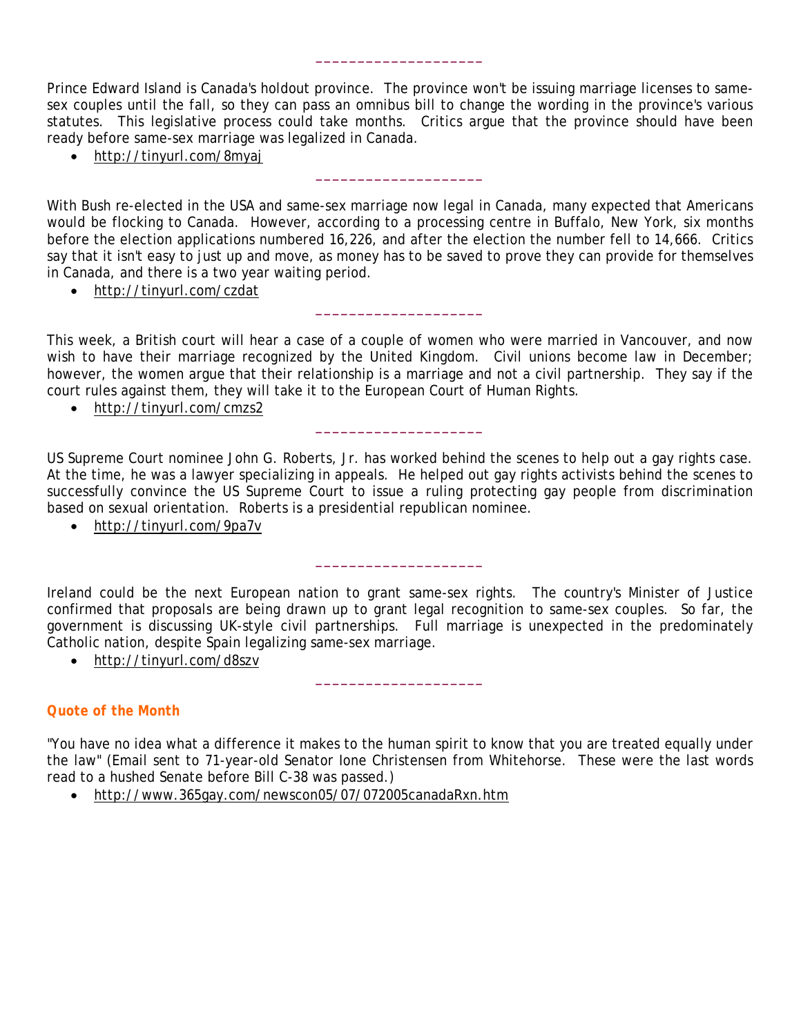____________________

Prince Edward Island is Canada's holdout province. The province won't be issuing marriage licenses to same-sex couples until the fall, so they can pass an omnibus bill to change the wording in the province's various statutes. This legislative process could take months. Critics argue that the province should have been ready before same-sex marriage was legalized in Canada.

- http://tinyurl.com/8myaj

____________________

With Bush re-elected in the USA and same-sex marriage now legal in Canada, many expected that Americans would be flocking to Canada. However, according to a processing centre in Buffalo, New York, six months before the election applications numbered 16,226, and after the election the number fell to 14,666. Critics say that it isn't easy to just up and move, as money has to be saved to prove they can provide for themselves in Canada, and there is a two year waiting period.

- http://tinyurl.com/czdat

____________________

This week, a British court will hear a case of a couple of women who were married in Vancouver, and now wish to have their marriage recognized by the United Kingdom. Civil unions become law in December; however, the women argue that their relationship is a marriage and not a civil partnership. They say if the court rules against them, they will take it to the European Court of Human Rights.

- http://tinyurl.com/cmzs2

____________________

US Supreme Court nominee John G. Roberts, Jr. has worked behind the scenes to help out a gay rights case. At the time, he was a lawyer specializing in appeals. He helped out gay rights activists behind the scenes to successfully convince the US Supreme Court to issue a ruling protecting gay people from discrimination based on sexual orientation. Roberts is a presidential republican nominee.

- http://tinyurl.com/9pa7v

____________________

Ireland could be the next European nation to grant same-sex rights. The country's Minister of Justice confirmed that proposals are being drawn up to grant legal recognition to same-sex couples. So far, the government is discussing UK-style civil partnerships. Full marriage is unexpected in the predominately Catholic nation, despite Spain legalizing same-sex marriage.

- http://tinyurl.com/d8szv

____________________

**Quote of the Month**

"You have no idea what a difference it makes to the human spirit to know that you are treated equally under the law" (Email sent to 71-year-old Senator Ione Christensen from Whitehorse. These were the last words read to a hushed Senate before Bill C-38 was passed.)

- http://www.365gay.com/newscon05/07/072005canadaRxn.htm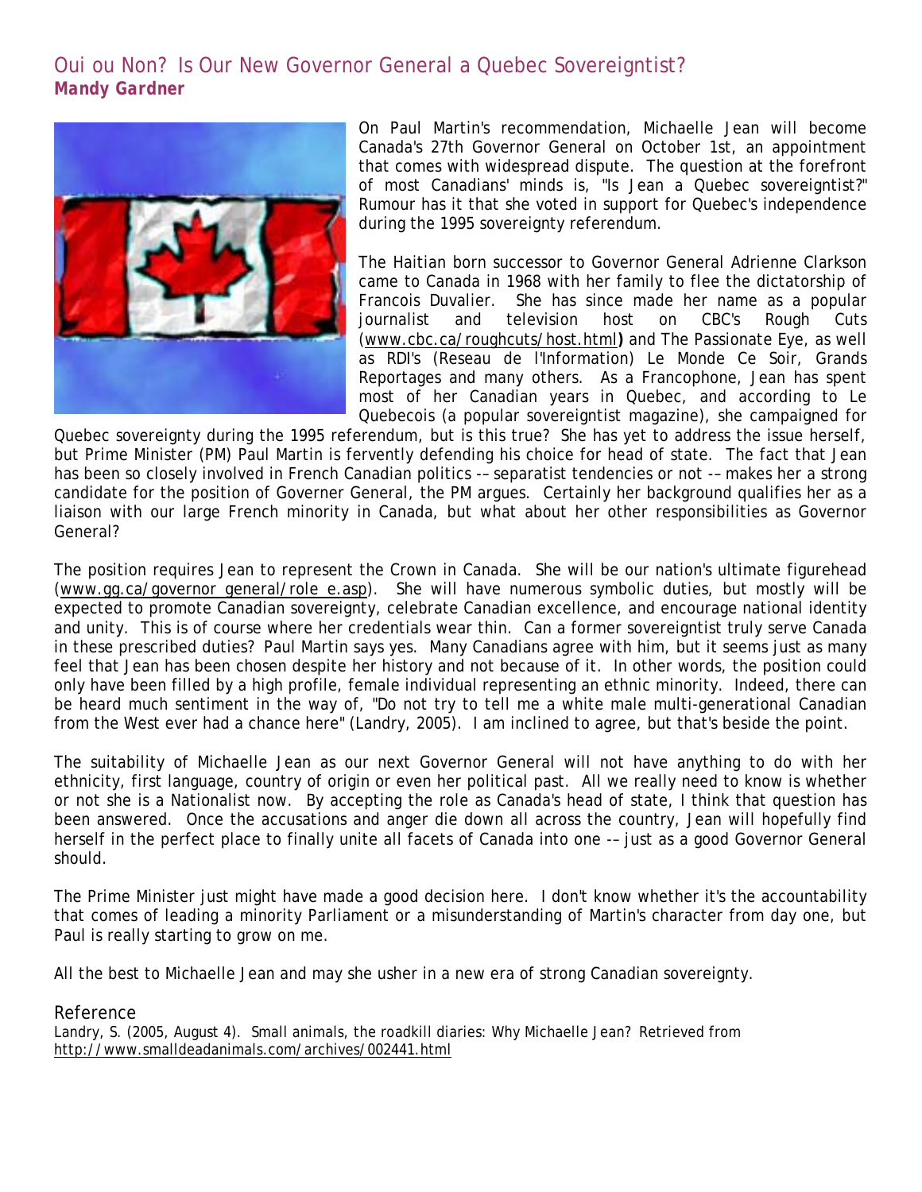## Oui ou Non? Is Our New Governor General a Quebec Sovereigntist?

***Mandy Gardner***

On Paul Martin's recommendation, Michaelle Jean will become Canada's 27th Governor General on October 1st, an appointment that comes with widespread dispute. The question at the forefront of most Canadians' minds is, "Is Jean a Quebec sovereigntist?" Rumour has it that she voted in support for Quebec's independence during the 1995 sovereignty referendum.

The Haitian born successor to Governor General Adrienne Clarkson came to Canada in 1968 with her family to flee the dictatorship of Francois Duvalier. She has since made her name as a popular journalist and television host on CBC's Rough Cuts (www.cbc.ca/roughcuts/host.html**)** and The Passionate Eye, as well as RDI's (Reseau de l'Information) Le Monde Ce Soir, Grands Reportages and many others. As a Francophone, Jean has spent most of her Canadian years in Quebec, and according to Le Quebecois (a popular sovereigntist magazine), she campaigned for Quebec sovereignty during the 1995 referendum, but is this true? She has yet to address the issue herself, but Prime Minister (PM) Paul Martin is fervently defending his choice for head of state. The fact that Jean has been so closely involved in French Canadian politics -– separatist tendencies or not -– makes her a strong candidate for the position of Governer General, the PM argues. Certainly her background qualifies her as a liaison with our large French minority in Canada, but what about her other responsibilities as Governor General?

The position requires Jean to represent the Crown in Canada. She will be our nation's ultimate figurehead (www.gg.ca/governor_general/role_e.asp). She will have numerous symbolic duties, but mostly will be expected to promote Canadian sovereignty, celebrate Canadian excellence, and encourage national identity and unity. This is of course where her credentials wear thin. Can a former sovereigntist truly serve Canada in these prescribed duties? Paul Martin says yes. Many Canadians agree with him, but it seems just as many feel that Jean has been chosen despite her history and not because of it. In other words, the position could only have been filled by a high profile, female individual representing an ethnic minority. Indeed, there can be heard much sentiment in the way of, "Do not try to tell me a white male multi-generational Canadian from the West ever had a chance here" (Landry, 2005). I am inclined to agree, but that's beside the point.

The suitability of Michaelle Jean as our next Governor General will not have anything to do with her ethnicity, first language, country of origin or even her political past. All we really need to know is whether or not she is a Nationalist now. By accepting the role as Canada's head of state, I think that question has been answered. Once the accusations and anger die down all across the country, Jean will hopefully find herself in the perfect place to finally unite all facets of Canada into one -– just as a good Governor General should.

The Prime Minister just might have made a good decision here. I don't know whether it's the accountability that comes of leading a minority Parliament or a misunderstanding of Martin's character from day one, but Paul is really starting to grow on me.

All the best to Michaelle Jean and may she usher in a new era of strong Canadian sovereignty.

### Reference

Landry, S. (2005, August 4). Small animals, the roadkill diaries: Why Michaelle Jean? Retrieved from http://www.smalldeadanimals.com/archives/002441.html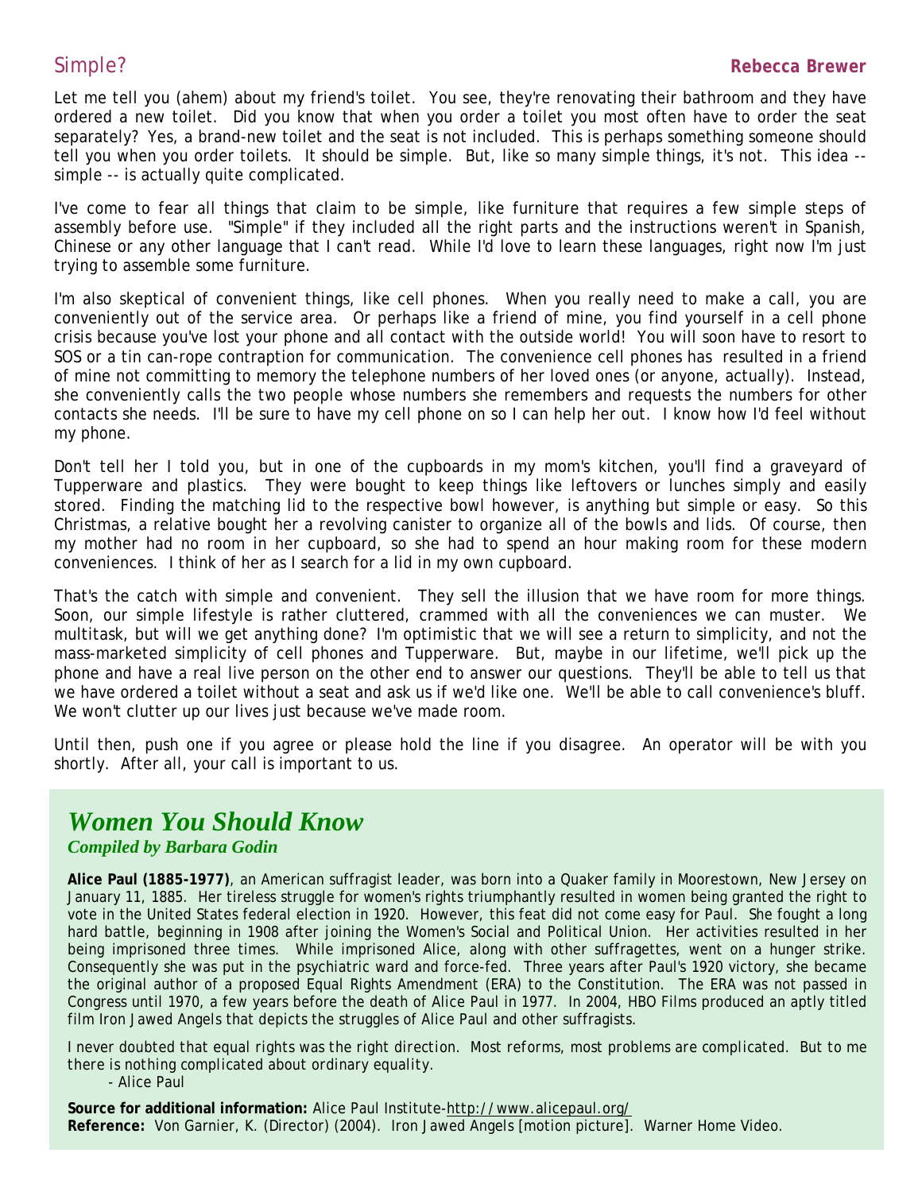## Simple?

**Rebecca Brewer**

Let me tell you (ahem) about my friend's toilet. You see, they're renovating their bathroom and they have ordered a new toilet. Did you know that when you order a toilet you most often have to order the seat separately? Yes, a brand-new toilet and the seat is not included. This is perhaps something someone should tell you when you order toilets. It should be simple. But, like so many simple things, it's not. This idea -- simple -- is actually quite complicated.

I've come to fear all things that claim to be simple, like furniture that requires a few simple steps of assembly before use. "Simple" if they included all the right parts and the instructions weren't in Spanish, Chinese or any other language that I can't read. While I'd love to learn these languages, right now I'm just trying to assemble some furniture.

I'm also skeptical of convenient things, like cell phones. When you really need to make a call, you are conveniently out of the service area. Or perhaps like a friend of mine, you find yourself in a cell phone crisis because you've lost your phone and all contact with the outside world! You will soon have to resort to SOS or a tin can-rope contraption for communication. The convenience cell phones has resulted in a friend of mine not committing to memory the telephone numbers of her loved ones (or anyone, actually). Instead, she conveniently calls the two people whose numbers she remembers and requests the numbers for other contacts she needs. I'll be sure to have my cell phone on so I can help her out. I know how I'd feel without my phone.

Don't tell her I told you, but in one of the cupboards in my mom's kitchen, you'll find a graveyard of Tupperware and plastics. They were bought to keep things like leftovers or lunches simply and easily stored. Finding the matching lid to the respective bowl however, is anything but simple or easy. So this Christmas, a relative bought her a revolving canister to organize all of the bowls and lids. Of course, then my mother had no room in her cupboard, so she had to spend an hour making room for these modern conveniences. I think of her as I search for a lid in my own cupboard.

That's the catch with simple and convenient. They sell the illusion that we have room for more things. Soon, our simple lifestyle is rather cluttered, crammed with all the conveniences we can muster. We multitask, but will we get anything done? I'm optimistic that we will see a return to simplicity, and not the mass-marketed simplicity of cell phones and Tupperware. But, maybe in our lifetime, we'll pick up the phone and have a real live person on the other end to answer our questions. They'll be able to tell us that we have ordered a toilet without a seat and ask us if we'd like one. We'll be able to call convenience's bluff. We won't clutter up our lives just because we've made room.

Until then, push one if you agree or please hold the line if you disagree. An operator will be with you shortly. After all, your call is important to us.

## *Women You Should Know*

***Compiled by Barbara Godin***

**Alice Paul (1885-1977)**, an American suffragist leader, was born into a Quaker family in Moorestown, New Jersey on January 11, 1885. Her tireless struggle for women's rights triumphantly resulted in women being granted the right to vote in the United States federal election in 1920. However, this feat did not come easy for Paul. She fought a long hard battle, beginning in 1908 after joining the Women's Social and Political Union. Her activities resulted in her being imprisoned three times. While imprisoned Alice, along with other suffragettes, went on a hunger strike. Consequently she was put in the psychiatric ward and force-fed. Three years after Paul's 1920 victory, she became the original author of a proposed Equal Rights Amendment (ERA) to the Constitution. The ERA was not passed in Congress until 1970, a few years before the death of Alice Paul in 1977. In 2004, HBO Films produced an aptly titled film Iron Jawed Angels that depicts the struggles of Alice Paul and other suffragists.

*I never doubted that equal rights was the right direction. Most reforms, most problems are complicated. But to me there is nothing complicated about ordinary equality.*
- Alice Paul

**Source for additional information:** Alice Paul Institute-http://www.alicepaul.org/
**Reference:** Von Garnier, K. (Director) (2004). *Iron Jawed Angels* [motion picture]. Warner Home Video.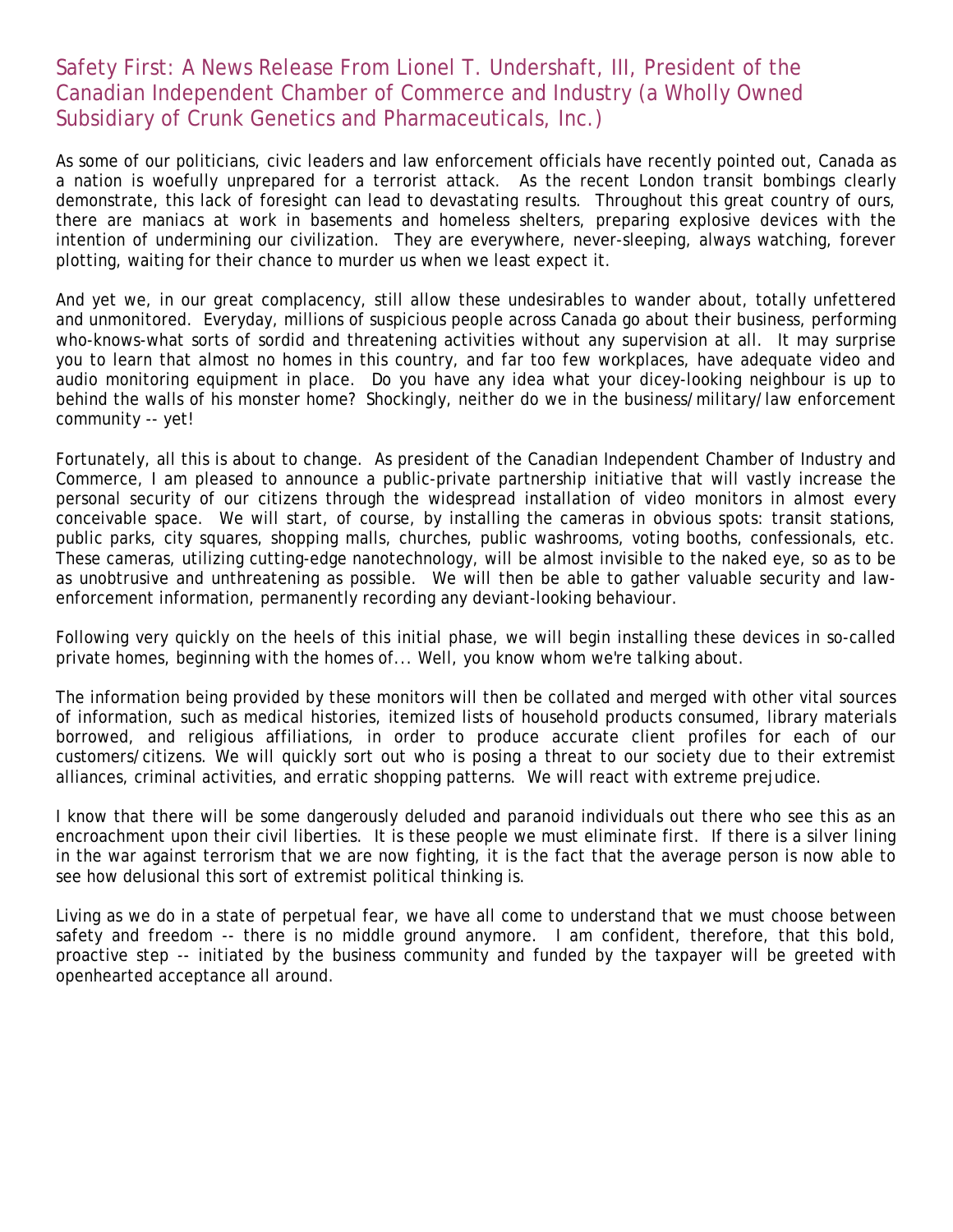## Safety First: A News Release From Lionel T. Undershaft, III, President of the Canadian Independent Chamber of Commerce and Industry (a Wholly Owned Subsidiary of Crunk Genetics and Pharmaceuticals, Inc.)

As some of our politicians, civic leaders and law enforcement officials have recently pointed out, Canada as a nation is woefully unprepared for a terrorist attack. As the recent London transit bombings clearly demonstrate, this lack of foresight can lead to devastating results. Throughout this great country of ours, there are maniacs at work in basements and homeless shelters, preparing explosive devices with the intention of undermining our civilization. They are everywhere, never-sleeping, always watching, forever plotting, waiting for their chance to murder us when we least expect it.

And yet we, in our great complacency, still allow these undesirables to wander about, totally unfettered and unmonitored. Everyday, millions of suspicious people across Canada go about their business, performing who-knows-what sorts of sordid and threatening activities without any supervision at all. It may surprise you to learn that almost no homes in this country, and far too few workplaces, have adequate video and audio monitoring equipment in place. Do you have any idea what your dicey-looking neighbour is up to behind the walls of his monster home? Shockingly, neither do we in the business/military/law enforcement community -- yet!

Fortunately, all this is about to change. As president of the Canadian Independent Chamber of Industry and Commerce, I am pleased to announce a public-private partnership initiative that will vastly increase the personal security of our citizens through the widespread installation of video monitors in almost every conceivable space. We will start, of course, by installing the cameras in obvious spots: transit stations, public parks, city squares, shopping malls, churches, public washrooms, voting booths, confessionals, etc. These cameras, utilizing cutting-edge nanotechnology, will be almost invisible to the naked eye, so as to be as unobtrusive and unthreatening as possible. We will then be able to gather valuable security and law-enforcement information, permanently recording any deviant-looking behaviour.

Following very quickly on the heels of this initial phase, we will begin installing these devices in so-called private homes, beginning with the homes of... Well, you know whom we're talking about.

The information being provided by these monitors will then be collated and merged with other vital sources of information, such as medical histories, itemized lists of household products consumed, library materials borrowed, and religious affiliations, in order to produce accurate client profiles for each of our customers/citizens. We will quickly sort out who is posing a threat to our society due to their extremist alliances, criminal activities, and erratic shopping patterns. We will react with extreme prejudice.

I know that there will be some dangerously deluded and paranoid individuals out there who see this as an encroachment upon their civil liberties. It is these people we must eliminate first. If there is a silver lining in the war against terrorism that we are now fighting, it is the fact that the average person is now able to see how delusional this sort of extremist political thinking is.

Living as we do in a state of perpetual fear, we have all come to understand that we must choose between safety and freedom -- there is no middle ground anymore. I am confident, therefore, that this bold, proactive step -- initiated by the business community and funded by the taxpayer will be greeted with openhearted acceptance all around.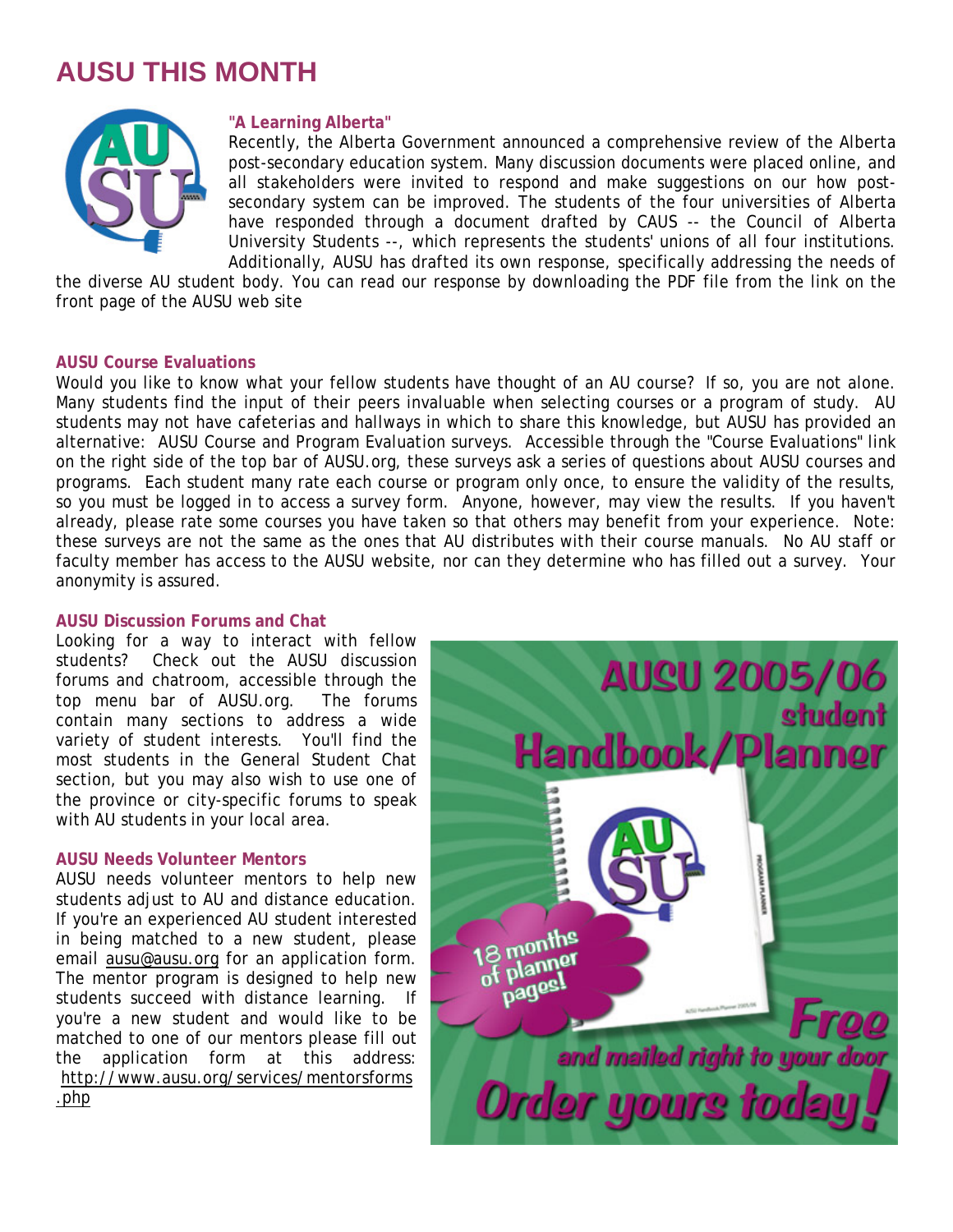# AUSU THIS MONTH

### "A Learning Alberta"

Recently, the Alberta Government announced a comprehensive review of the Alberta post-secondary education system. Many discussion documents were placed online, and all stakeholders were invited to respond and make suggestions on our how post-secondary system can be improved. The students of the four universities of Alberta have responded through a document drafted by CAUS -- the Council of Alberta University Students --, which represents the students' unions of all four institutions. Additionally, AUSU has drafted its own response, specifically addressing the needs of the diverse AU student body. You can read our response by downloading the PDF file from the link on the front page of the AUSU web site

### AUSU Course Evaluations

Would you like to know what your fellow students have thought of an AU course? If so, you are not alone. Many students find the input of their peers invaluable when selecting courses or a program of study. AU students may not have cafeterias and hallways in which to share this knowledge, but AUSU has provided an alternative: AUSU Course and Program Evaluation surveys. Accessible through the "Course Evaluations" link on the right side of the top bar of AUSU.org, these surveys ask a series of questions about AUSU courses and programs. Each student many rate each course or program only once, to ensure the validity of the results, so you must be logged in to access a survey form. Anyone, however, may view the results. If you haven't already, please rate some courses you have taken so that others may benefit from your experience. Note: these surveys are not the same as the ones that AU distributes with their course manuals. No AU staff or faculty member has access to the AUSU website, nor can they determine who has filled out a survey. Your anonymity is assured.

### AUSU Discussion Forums and Chat

Looking for a way to interact with fellow students? Check out the AUSU discussion forums and chatroom, accessible through the top menu bar of AUSU.org. The forums contain many sections to address a wide variety of student interests. You'll find the most students in the General Student Chat section, but you may also wish to use one of the province or city-specific forums to speak with AU students in your local area.

### AUSU Needs Volunteer Mentors

AUSU needs volunteer mentors to help new students adjust to AU and distance education. If you're an experienced AU student interested in being matched to a new student, please email ausu@ausu.org for an application form. The mentor program is designed to help new students succeed with distance learning. If you're a new student and would like to be matched to one of our mentors please fill out the application form at this address: http://www.ausu.org/services/mentorsforms.php

AUSU 2005/06 student Handbook/Planner

18 months of planner pages!

Free and mailed right to your door

Order yours today!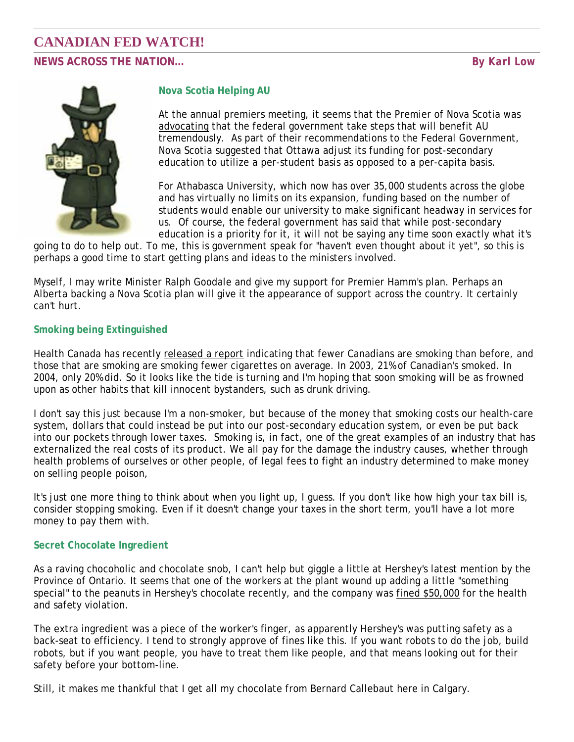# CANADIAN FED WATCH!

**NEWS ACROSS THE NATION…** **By Karl Low**

### Nova Scotia Helping AU

At the annual premiers meeting, it seems that the Premier of Nova Scotia was advocating that the federal government take steps that will benefit AU tremendously. As part of their recommendations to the Federal Government, Nova Scotia suggested that Ottawa adjust its funding for post-secondary education to utilize a per-student basis as opposed to a per-capita basis.

For Athabasca University, which now has over 35,000 students across the globe and has virtually no limits on its expansion, funding based on the number of students would enable our university to make significant headway in services for us. Of course, the federal government has said that while post-secondary education is a priority for it, it will not be saying any time soon exactly what it's going to do to help out. To me, this is government speak for "haven't even thought about it yet", so this is perhaps a good time to start getting plans and ideas to the ministers involved.

Myself, I may write Minister Ralph Goodale and give my support for Premier Hamm's plan. Perhaps an Alberta backing a Nova Scotia plan will give it the appearance of support across the country. It certainly can't hurt.

### Smoking being Extinguished

Health Canada has recently released a report indicating that fewer Canadians are smoking than before, and those that are smoking are smoking fewer cigarettes on average. In 2003, 21% of Canadian's smoked. In 2004, only 20% did. So it looks like the tide is turning and I'm hoping that soon smoking will be as frowned upon as other habits that kill innocent bystanders, such as drunk driving.

I don't say this just because I'm a non-smoker, but because of the money that smoking costs our health-care system, dollars that could instead be put into our post-secondary education system, or even be put back into our pockets through lower taxes. Smoking is, in fact, one of the great examples of an industry that has externalized the real costs of its product. We all pay for the damage the industry causes, whether through health problems of ourselves or other people, of legal fees to fight an industry determined to make money on selling people poison,

It's just one more thing to think about when you light up, I guess. If you don't like how high your tax bill is, consider stopping smoking. Even if it doesn't change your taxes in the short term, you'll have a lot more money to pay them with.

### Secret Chocolate Ingredient

As a raving chocoholic and chocolate snob, I can't help but giggle a little at Hershey's latest mention by the Province of Ontario. It seems that one of the workers at the plant wound up adding a little "something special" to the peanuts in Hershey's chocolate recently, and the company was fined $50,000 for the health and safety violation.

The extra ingredient was a piece of the worker's finger, as apparently Hershey's was putting safety as a back-seat to efficiency. I tend to strongly approve of fines like this. If you want robots to do the job, build robots, but if you want people, you have to treat them like people, and that means looking out for their safety before your bottom-line.

Still, it makes me thankful that I get all my chocolate from Bernard Callebaut here in Calgary.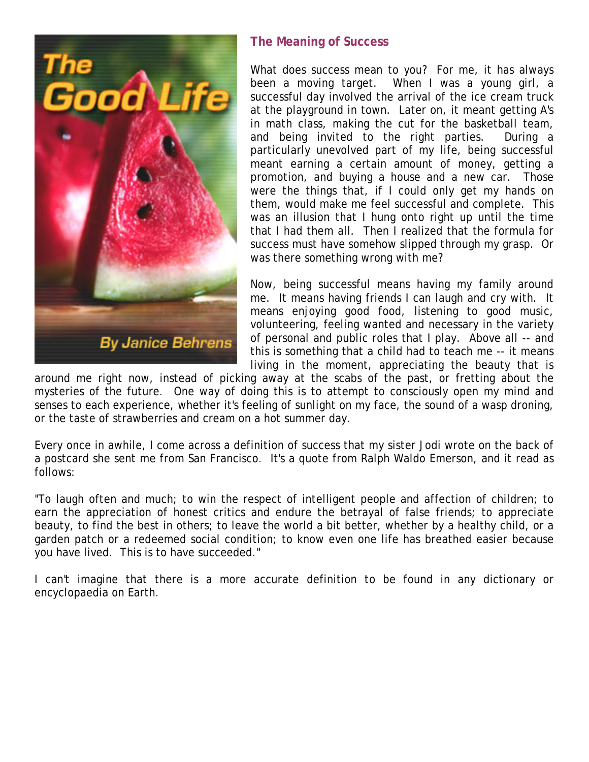## The Meaning of Success

What does success mean to you? For me, it has always been a moving target. When I was a young girl, a successful day involved the arrival of the ice cream truck at the playground in town. Later on, it meant getting A's in math class, making the cut for the basketball team, and being invited to the right parties. During a particularly unevolved part of my life, being successful meant earning a certain amount of money, getting a promotion, and buying a house and a new car. Those were the things that, if I could only get my hands on them, would make me feel successful and complete. This was an illusion that I hung onto right up until the time that I had them all. Then I realized that the formula for success must have somehow slipped through my grasp. Or was there something wrong with me?

Now, being successful means having my family around me. It means having friends I can laugh and cry with. It means enjoying good food, listening to good music, volunteering, feeling wanted and necessary in the variety of personal and public roles that I play. Above all -- and this is something that a child had to teach me -- it means living in the moment, appreciating the beauty that is around me right now, instead of picking away at the scabs of the past, or fretting about the mysteries of the future. One way of doing this is to attempt to consciously open my mind and senses to each experience, whether it's feeling of sunlight on my face, the sound of a wasp droning, or the taste of strawberries and cream on a hot summer day.

Every once in awhile, I come across a definition of success that my sister Jodi wrote on the back of a postcard she sent me from San Francisco. It's a quote from Ralph Waldo Emerson, and it read as follows:

"To laugh often and much; to win the respect of intelligent people and affection of children; to earn the appreciation of honest critics and endure the betrayal of false friends; to appreciate beauty, to find the best in others; to leave the world a bit better, whether by a healthy child, or a garden patch or a redeemed social condition; to know even one life has breathed easier because you have lived. This is to have succeeded."

I can't imagine that there is a more accurate definition to be found in any dictionary or encyclopaedia on Earth.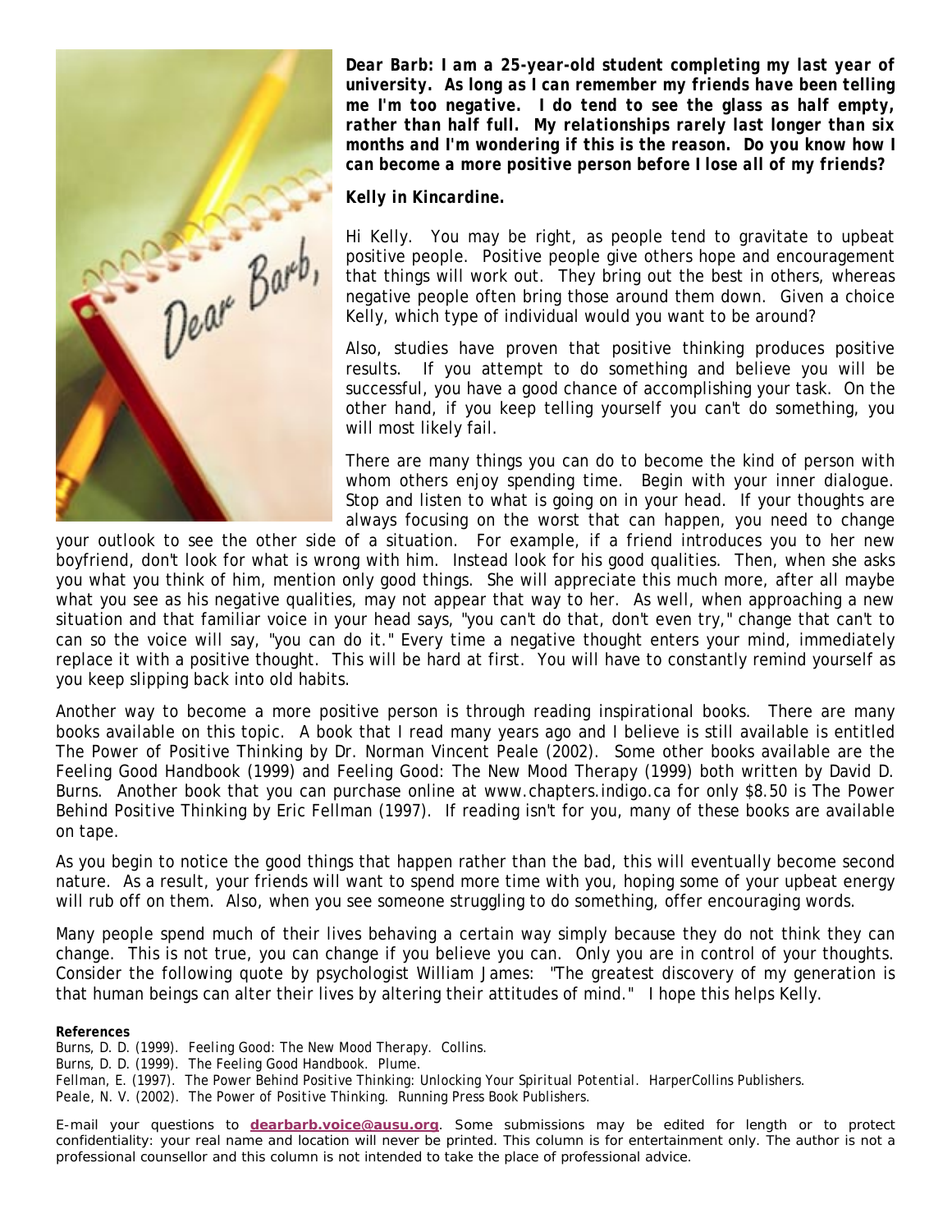***Dear Barb: I am a 25-year-old student completing my last year of university. As long as I can remember my friends have been telling me I'm too negative. I do tend to see the glass as half empty, rather than half full. My relationships rarely last longer than six months and I'm wondering if this is the reason. Do you know how I can become a more positive person before I lose all of my friends?***

***Kelly in Kincardine.***

Hi Kelly. You may be right, as people tend to gravitate to upbeat positive people. Positive people give others hope and encouragement that things will work out. They bring out the best in others, whereas negative people often bring those around them down. Given a choice Kelly, which type of individual would you want to be around?

Also, studies have proven that positive thinking produces positive results. If you attempt to do something and believe you will be successful, you have a good chance of accomplishing your task. On the other hand, if you keep telling yourself you can't do something, you will most likely fail.

There are many things you can do to become the kind of person with whom others enjoy spending time. Begin with your inner dialogue. Stop and listen to what is going on in your head. If your thoughts are always focusing on the worst that can happen, you need to change your outlook to see the other side of a situation. For example, if a friend introduces you to her new boyfriend, don't look for what is wrong with him. Instead look for his good qualities. Then, when she asks you what you think of him, mention only good things. She will appreciate this much more, after all maybe what you see as his negative qualities, may not appear that way to her. As well, when approaching a new situation and that familiar voice in your head says, "you can't do that, don't even try," change that can't to can so the voice will say, "you can do it." Every time a negative thought enters your mind, immediately replace it with a positive thought. This will be hard at first. You will have to constantly remind yourself as you keep slipping back into old habits.

Another way to become a more positive person is through reading inspirational books. There are many books available on this topic. A book that I read many years ago and I believe is still available is entitled *The Power of Positive Thinking* by Dr. Norman Vincent Peale (2002). Some other books available are the *Feeling Good Handbook* (1999) and *Feeling Good: The New Mood Therapy* (1999) both written by David D. Burns. Another book that you can purchase online at www.chapters.indigo.ca for only $8.50 is *The Power Behind Positive Thinking* by Eric Fellman (1997). If reading isn't for you, many of these books are available on tape.

As you begin to notice the good things that happen rather than the bad, this will eventually become second nature. As a result, your friends will want to spend more time with you, hoping some of your upbeat energy will rub off on them. Also, when you see someone struggling to do something, offer encouraging words.

Many people spend much of their lives behaving a certain way simply because they do not think they can change. This is not true, you can change if you believe you can. Only you are in control of your thoughts. Consider the following quote by psychologist William James: "The greatest discovery of my generation is that human beings can alter their lives by altering their attitudes of mind." I hope this helps Kelly.

**References**

Burns, D. D. (1999). *Feeling Good: The New Mood Therapy*. Collins.
Burns, D. D. (1999). *The Feeling Good Handbook*. Plume.
Fellman, E. (1997). *The Power Behind Positive Thinking: Unlocking Your Spiritual Potential*. HarperCollins Publishers.
Peale, N. V. (2002). *The Power of Positive Thinking*. Running Press Book Publishers.

E-mail your questions to **dearbarb.voice@ausu.org**. Some submissions may be edited for length or to protect confidentiality: your real name and location will never be printed. This column is for entertainment only. The author is not a professional counsellor and this column is not intended to take the place of professional advice.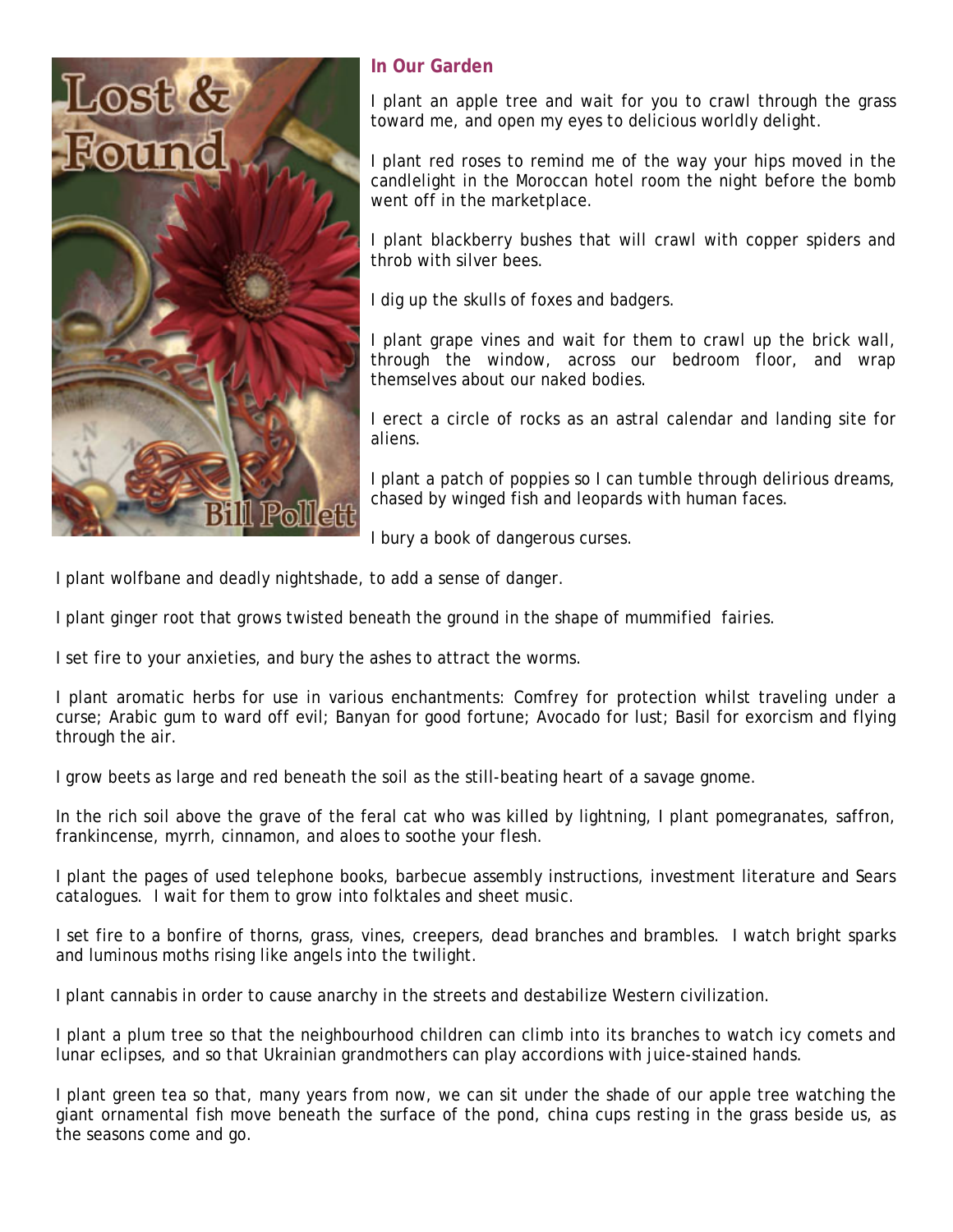## In Our Garden

I plant an apple tree and wait for you to crawl through the grass toward me, and open my eyes to delicious worldly delight.

I plant red roses to remind me of the way your hips moved in the candlelight in the Moroccan hotel room the night before the bomb went off in the marketplace.

I plant blackberry bushes that will crawl with copper spiders and throb with silver bees.

I dig up the skulls of foxes and badgers.

I plant grape vines and wait for them to crawl up the brick wall, through the window, across our bedroom floor, and wrap themselves about our naked bodies.

I erect a circle of rocks as an astral calendar and landing site for aliens.

I plant a patch of poppies so I can tumble through delirious dreams, chased by winged fish and leopards with human faces.

I bury a book of dangerous curses.

I plant wolfbane and deadly nightshade, to add a sense of danger.

I plant ginger root that grows twisted beneath the ground in the shape of mummified fairies.

I set fire to your anxieties, and bury the ashes to attract the worms.

I plant aromatic herbs for use in various enchantments: Comfrey for protection whilst traveling under a curse; Arabic gum to ward off evil; Banyan for good fortune; Avocado for lust; Basil for exorcism and flying through the air.

I grow beets as large and red beneath the soil as the still-beating heart of a savage gnome.

In the rich soil above the grave of the feral cat who was killed by lightning, I plant pomegranates, saffron, frankincense, myrrh, cinnamon, and aloes to soothe your flesh.

I plant the pages of used telephone books, barbecue assembly instructions, investment literature and Sears catalogues. I wait for them to grow into folktales and sheet music.

I set fire to a bonfire of thorns, grass, vines, creepers, dead branches and brambles. I watch bright sparks and luminous moths rising like angels into the twilight.

I plant cannabis in order to cause anarchy in the streets and destabilize Western civilization.

I plant a plum tree so that the neighbourhood children can climb into its branches to watch icy comets and lunar eclipses, and so that Ukrainian grandmothers can play accordions with juice-stained hands.

I plant green tea so that, many years from now, we can sit under the shade of our apple tree watching the giant ornamental fish move beneath the surface of the pond, china cups resting in the grass beside us, as the seasons come and go.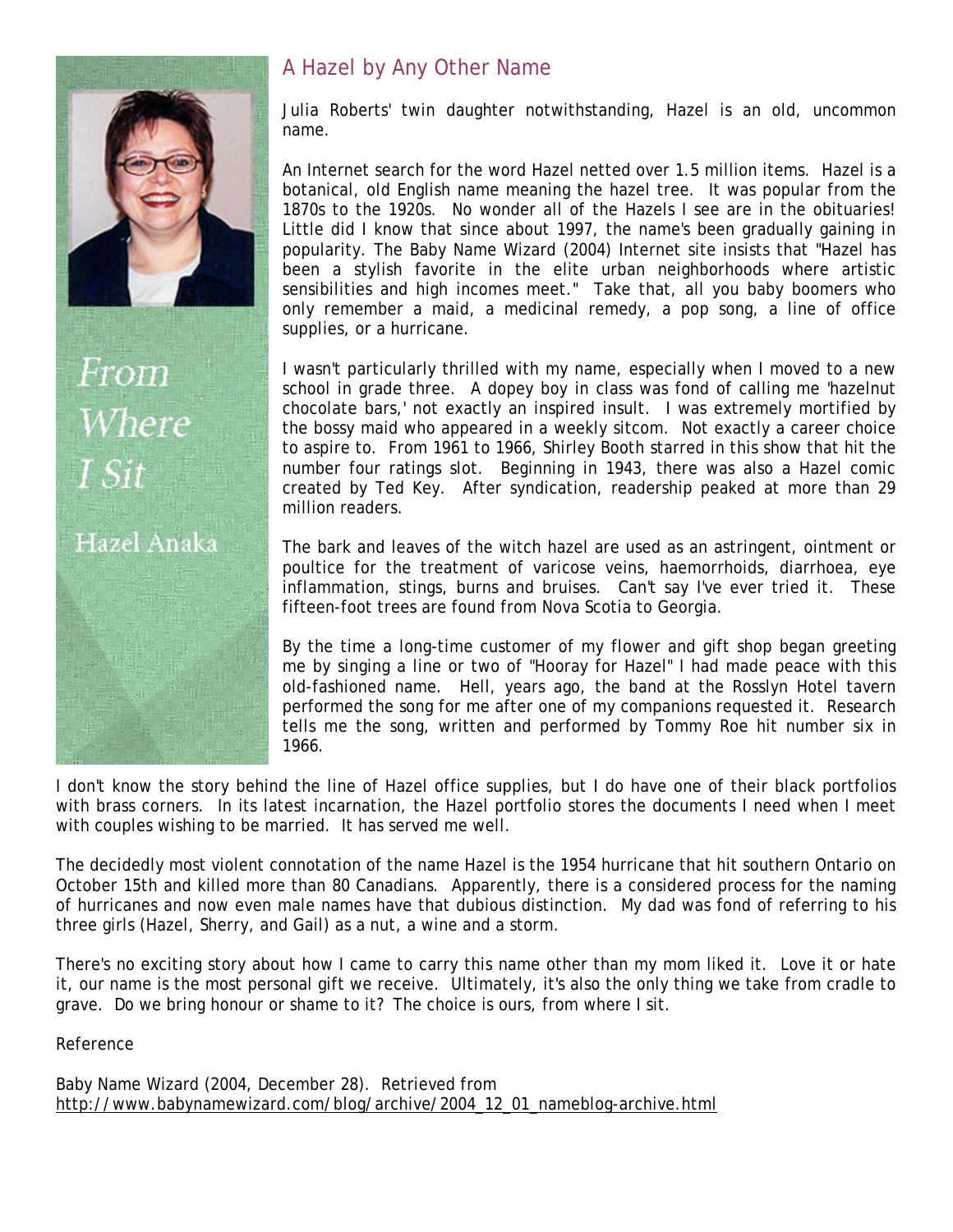From Where I Sit

Hazel Anaka

## A Hazel by Any Other Name

Julia Roberts' twin daughter notwithstanding, Hazel is an old, uncommon name.

An Internet search for the word Hazel netted over 1.5 million items. Hazel is a botanical, old English name meaning the hazel tree. It was popular from the 1870s to the 1920s. No wonder all of the Hazels I see are in the obituaries! Little did I know that since about 1997, the name's been gradually gaining in popularity. The Baby Name Wizard (2004) Internet site insists that "Hazel has been a stylish favorite in the elite urban neighborhoods where artistic sensibilities and high incomes meet." Take that, all you baby boomers who only remember a maid, a medicinal remedy, a pop song, a line of office supplies, or a hurricane.

I wasn't particularly thrilled with my name, especially when I moved to a new school in grade three. A dopey boy in class was fond of calling me 'hazelnut chocolate bars,' not exactly an inspired insult. I was extremely mortified by the bossy maid who appeared in a weekly sitcom. Not exactly a career choice to aspire to. From 1961 to 1966, Shirley Booth starred in this show that hit the number four ratings slot. Beginning in 1943, there was also a Hazel comic created by Ted Key. After syndication, readership peaked at more than 29 million readers.

The bark and leaves of the witch hazel are used as an astringent, ointment or poultice for the treatment of varicose veins, haemorrhoids, diarrhoea, eye inflammation, stings, burns and bruises. Can't say I've ever tried it. These fifteen-foot trees are found from Nova Scotia to Georgia.

By the time a long-time customer of my flower and gift shop began greeting me by singing a line or two of "Hooray for Hazel" I had made peace with this old-fashioned name. Hell, years ago, the band at the Rosslyn Hotel tavern performed the song for me after one of my companions requested it. Research tells me the song, written and performed by Tommy Roe hit number six in 1966.

I don't know the story behind the line of Hazel office supplies, but I do have one of their black portfolios with brass corners. In its latest incarnation, the Hazel portfolio stores the documents I need when I meet with couples wishing to be married. It has served me well.

The decidedly most violent connotation of the name Hazel is the 1954 hurricane that hit southern Ontario on October 15th and killed more than 80 Canadians. Apparently, there is a considered process for the naming of hurricanes and now even male names have that dubious distinction. My dad was fond of referring to his three girls (Hazel, Sherry, and Gail) as a nut, a wine and a storm.

There's no exciting story about how I came to carry this name other than my mom liked it. Love it or hate it, our name is the most personal gift we receive. Ultimately, it's also the only thing we take from cradle to grave. Do we bring honour or shame to it? The choice is ours, from where I sit.

Reference

Baby Name Wizard (2004, December 28). Retrieved from http://www.babynamewizard.com/blog/archive/2004_12_01_nameblog-archive.html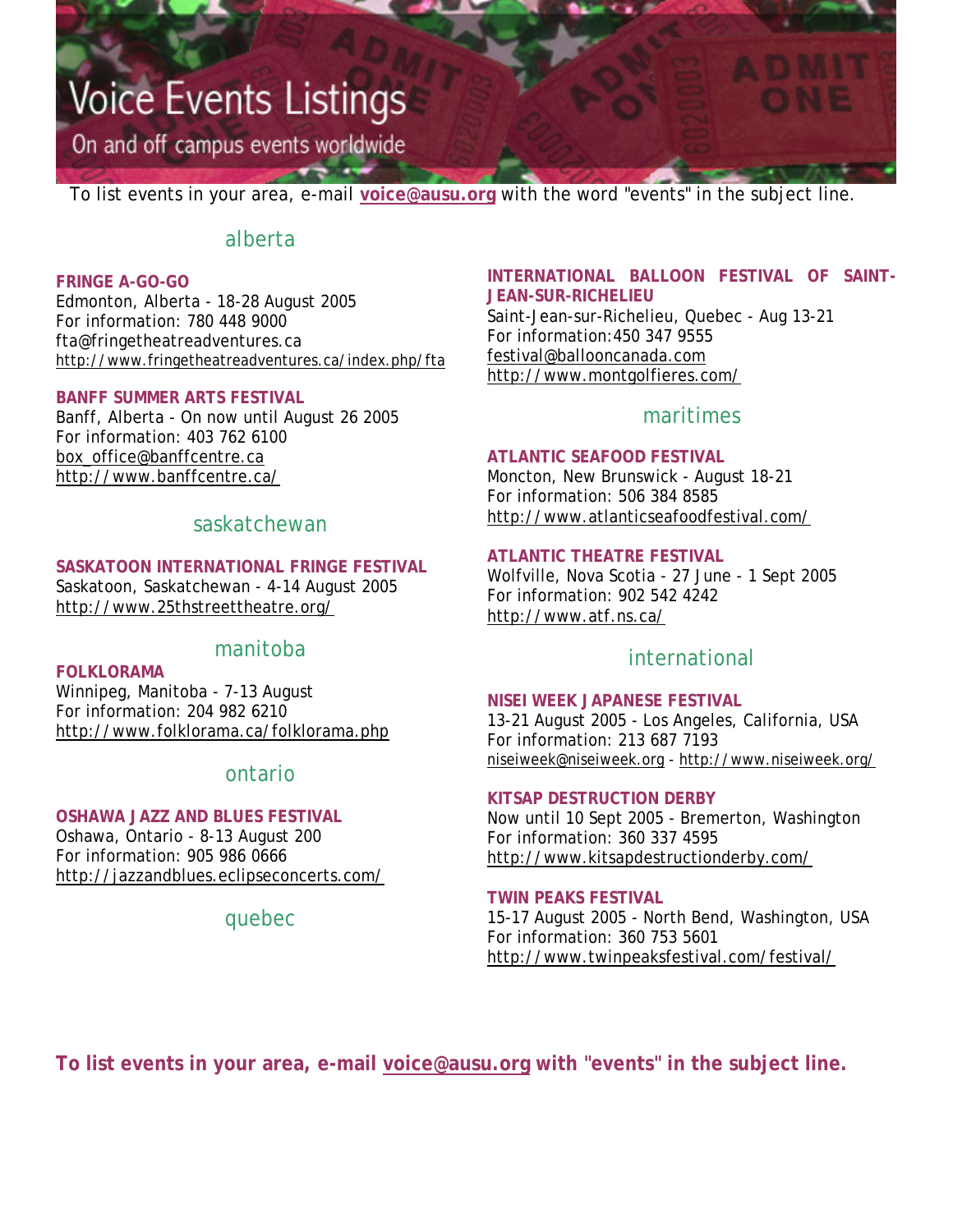# Voice Events Listings

On and off campus events worldwide

To list events in your area, e-mail **voice@ausu.org** with the word "events" in the subject line.

## alberta

**FRINGE A-GO-GO**
Edmonton, Alberta - 18-28 August 2005
For information: 780 448 9000
fta@fringetheatreadventures.ca
http://www.fringetheatreadventures.ca/index.php/fta

**BANFF SUMMER ARTS FESTIVAL**
Banff, Alberta - On now until August 26 2005
For information: 403 762 6100
box_office@banffcentre.ca
http://www.banffcentre.ca/

## saskatchewan

**SASKATOON INTERNATIONAL FRINGE FESTIVAL**
Saskatoon, Saskatchewan - 4-14 August 2005
http://www.25thstreettheatre.org/

## manitoba

**FOLKLORAMA**
Winnipeg, Manitoba - 7-13 August
For information: 204 982 6210
http://www.folklorama.ca/folklorama.php

## ontario

**OSHAWA JAZZ AND BLUES FESTIVAL**
Oshawa, Ontario - 8-13 August 200
For information: 905 986 0666
http://jazzandblues.eclipseconcerts.com/

## quebec

**INTERNATIONAL BALLOON FESTIVAL OF SAINT-JEAN-SUR-RICHELIEU**
Saint-Jean-sur-Richelieu, Quebec - Aug 13-21
For information:450 347 9555
festival@ballooncanada.com
http://www.montgolfieres.com/

## maritimes

**ATLANTIC SEAFOOD FESTIVAL**
Moncton, New Brunswick - August 18-21
For information: 506 384 8585
http://www.atlanticseafoodfestival.com/

**ATLANTIC THEATRE FESTIVAL**
Wolfville, Nova Scotia - 27 June - 1 Sept 2005
For information: 902 542 4242
http://www.atf.ns.ca/

## international

**NISEI WEEK JAPANESE FESTIVAL**
13-21 August 2005 - Los Angeles, California, USA
For information: 213 687 7193
niseiweek@niseiweek.org - http://www.niseiweek.org/

**KITSAP DESTRUCTION DERBY**
Now until 10 Sept 2005 - Bremerton, Washington
For information: 360 337 4595
http://www.kitsapdestructionderby.com/

**TWIN PEAKS FESTIVAL**
15-17 August 2005 - North Bend, Washington, USA
For information: 360 753 5601
http://www.twinpeaksfestival.com/festival/

**To list events in your area, e-mail voice@ausu.org with "events" in the subject line.**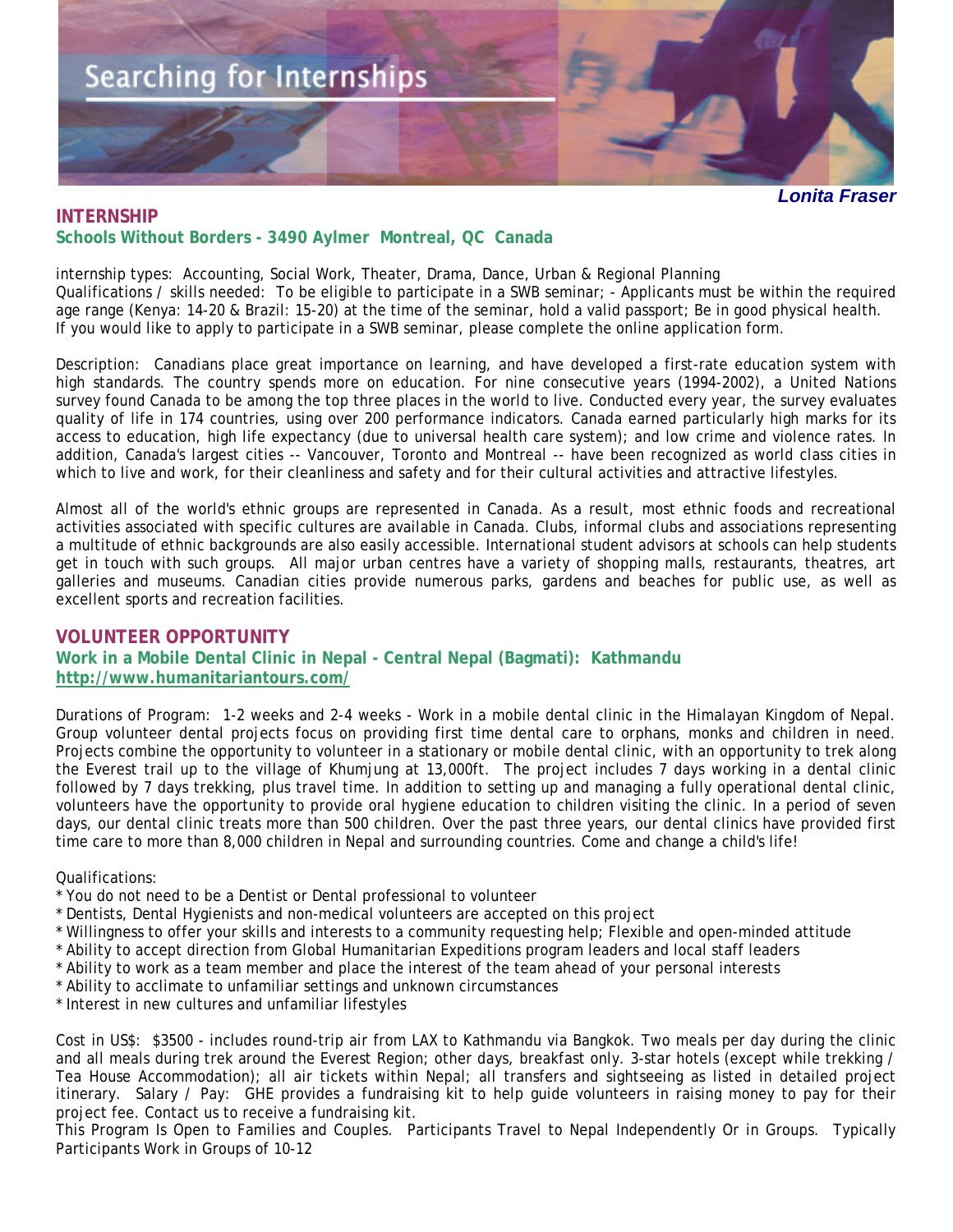# Searching for Internships

***Lonita Fraser***

## INTERNSHIP

### Schools Without Borders - 3490 Aylmer Montreal, QC Canada

internship types: Accounting, Social Work, Theater, Drama, Dance, Urban & Regional Planning
Qualifications / skills needed: To be eligible to participate in a SWB seminar; - Applicants must be within the required age range (Kenya: 14-20 & Brazil: 15-20) at the time of the seminar, hold a valid passport; Be in good physical health. If you would like to apply to participate in a SWB seminar, please complete the online application form.

Description: Canadians place great importance on learning, and have developed a first-rate education system with high standards. The country spends more on education. For nine consecutive years (1994-2002), a United Nations survey found Canada to be among the top three places in the world to live. Conducted every year, the survey evaluates quality of life in 174 countries, using over 200 performance indicators. Canada earned particularly high marks for its access to education, high life expectancy (due to universal health care system); and low crime and violence rates. In addition, Canada's largest cities -- Vancouver, Toronto and Montreal -- have been recognized as world class cities in which to live and work, for their cleanliness and safety and for their cultural activities and attractive lifestyles.

Almost all of the world's ethnic groups are represented in Canada. As a result, most ethnic foods and recreational activities associated with specific cultures are available in Canada. Clubs, informal clubs and associations representing a multitude of ethnic backgrounds are also easily accessible. International student advisors at schools can help students get in touch with such groups. All major urban centres have a variety of shopping malls, restaurants, theatres, art galleries and museums. Canadian cities provide numerous parks, gardens and beaches for public use, as well as excellent sports and recreation facilities.

## VOLUNTEER OPPORTUNITY

### Work in a Mobile Dental Clinic in Nepal - Central Nepal (Bagmati): Kathmandu

http://www.humanitariantours.com/

Durations of Program: 1-2 weeks and 2-4 weeks - Work in a mobile dental clinic in the Himalayan Kingdom of Nepal. Group volunteer dental projects focus on providing first time dental care to orphans, monks and children in need. Projects combine the opportunity to volunteer in a stationary or mobile dental clinic, with an opportunity to trek along the Everest trail up to the village of Khumjung at 13,000ft. The project includes 7 days working in a dental clinic followed by 7 days trekking, plus travel time. In addition to setting up and managing a fully operational dental clinic, volunteers have the opportunity to provide oral hygiene education to children visiting the clinic. In a period of seven days, our dental clinic treats more than 500 children. Over the past three years, our dental clinics have provided first time care to more than 8,000 children in Nepal and surrounding countries. Come and change a child's life!

Qualifications:

* You do not need to be a Dentist or Dental professional to volunteer
* Dentists, Dental Hygienists and non-medical volunteers are accepted on this project
* Willingness to offer your skills and interests to a community requesting help; Flexible and open-minded attitude
* Ability to accept direction from Global Humanitarian Expeditions program leaders and local staff leaders
* Ability to work as a team member and place the interest of the team ahead of your personal interests
* Ability to acclimate to unfamiliar settings and unknown circumstances
* Interest in new cultures and unfamiliar lifestyles

Cost in US$: $3500 - includes round-trip air from LAX to Kathmandu via Bangkok. Two meals per day during the clinic and all meals during trek around the Everest Region; other days, breakfast only. 3-star hotels (except while trekking / Tea House Accommodation); all air tickets within Nepal; all transfers and sightseeing as listed in detailed project itinerary. Salary / Pay: GHE provides a fundraising kit to help guide volunteers in raising money to pay for their project fee. Contact us to receive a fundraising kit.
This Program Is Open to Families and Couples. Participants Travel to Nepal Independently Or in Groups. Typically Participants Work in Groups of 10-12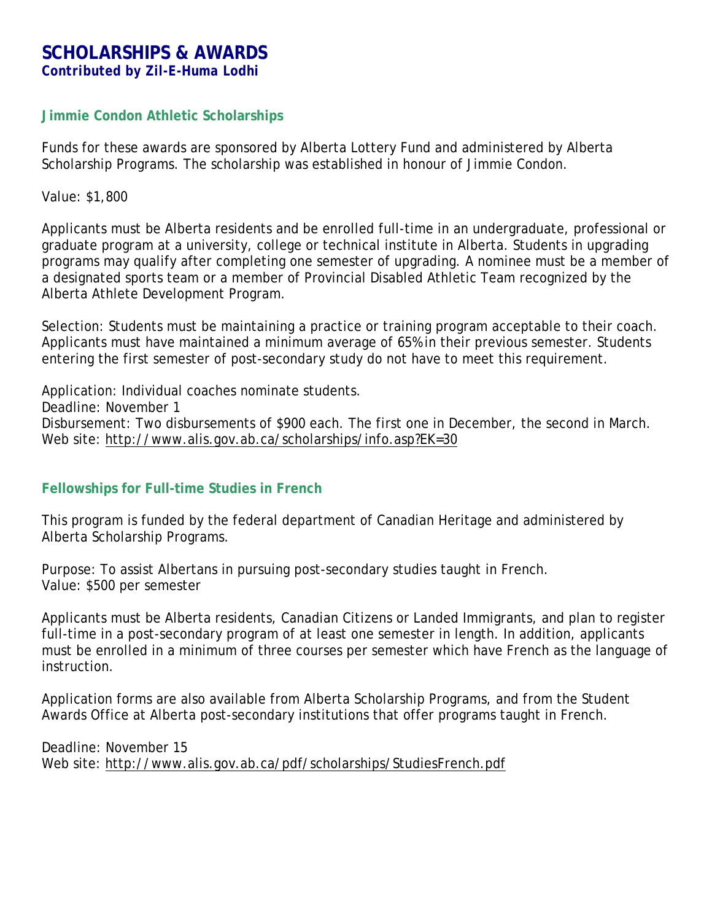# SCHOLARSHIPS & AWARDS

***Contributed by Zil-E-Huma Lodhi***

## Jimmie Condon Athletic Scholarships

Funds for these awards are sponsored by Alberta Lottery Fund and administered by Alberta Scholarship Programs. The scholarship was established in honour of Jimmie Condon.

Value: $1,800

Applicants must be Alberta residents and be enrolled full-time in an undergraduate, professional or graduate program at a university, college or technical institute in Alberta. Students in upgrading programs may qualify after completing one semester of upgrading. A nominee must be a member of a designated sports team or a member of Provincial Disabled Athletic Team recognized by the Alberta Athlete Development Program.

Selection: Students must be maintaining a practice or training program acceptable to their coach. Applicants must have maintained a minimum average of 65% in their previous semester. Students entering the first semester of post-secondary study do not have to meet this requirement.

Application: Individual coaches nominate students.
Deadline: November 1
Disbursement: Two disbursements of $900 each. The first one in December, the second in March.
Web site: http://www.alis.gov.ab.ca/scholarships/info.asp?EK=30

## Fellowships for Full-time Studies in French

This program is funded by the federal department of Canadian Heritage and administered by Alberta Scholarship Programs.

Purpose: To assist Albertans in pursuing post-secondary studies taught in French.
Value: $500 per semester

Applicants must be Alberta residents, Canadian Citizens or Landed Immigrants, and plan to register full-time in a post-secondary program of at least one semester in length. In addition, applicants must be enrolled in a minimum of three courses per semester which have French as the language of instruction.

Application forms are also available from Alberta Scholarship Programs, and from the Student Awards Office at Alberta post-secondary institutions that offer programs taught in French.

Deadline: November 15
Web site: http://www.alis.gov.ab.ca/pdf/scholarships/StudiesFrench.pdf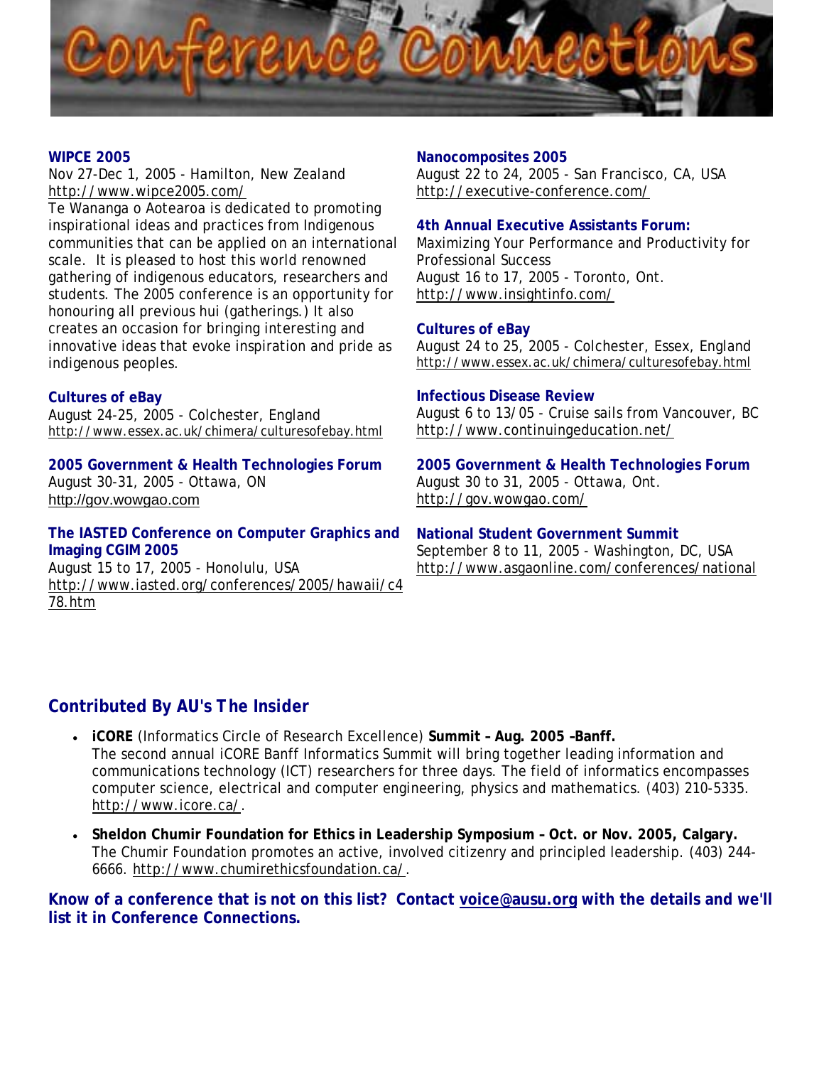# Conference Connections

**WIPCE 2005**
Nov 27-Dec 1, 2005 - Hamilton, New Zealand
http://www.wipce2005.com/
Te Wananga o Aotearoa is dedicated to promoting inspirational ideas and practices from Indigenous communities that can be applied on an international scale. It is pleased to host this world renowned gathering of indigenous educators, researchers and students. The 2005 conference is an opportunity for honouring all previous hui (gatherings.) It also creates an occasion for bringing interesting and innovative ideas that evoke inspiration and pride as indigenous peoples.

**Cultures of eBay**
August 24-25, 2005 - Colchester, England
http://www.essex.ac.uk/chimera/culturesofebay.html

**2005 Government & Health Technologies Forum**
August 30-31, 2005 - Ottawa, ON
http://gov.wowgao.com

**The IASTED Conference on Computer Graphics and Imaging CGIM 2005**
August 15 to 17, 2005 - Honolulu, USA
http://www.iasted.org/conferences/2005/hawaii/c478.htm

**Nanocomposites 2005**
August 22 to 24, 2005 - San Francisco, CA, USA
http://executive-conference.com/

**4th Annual Executive Assistants Forum:**
Maximizing Your Performance and Productivity for Professional Success
August 16 to 17, 2005 - Toronto, Ont.
http://www.insightinfo.com/

**Cultures of eBay**
August 24 to 25, 2005 - Colchester, Essex, England
http://www.essex.ac.uk/chimera/culturesofebay.html

**Infectious Disease Review**
August 6 to 13/05 - Cruise sails from Vancouver, BC
http://www.continuingeducation.net/

**2005 Government & Health Technologies Forum**
August 30 to 31, 2005 - Ottawa, Ont.
http://gov.wowgao.com/

**National Student Government Summit**
September 8 to 11, 2005 - Washington, DC, USA
http://www.asgaonline.com/conferences/national

## Contributed By AU's The Insider

- **iCORE** (Informatics Circle of Research Excellence) **Summit – Aug. 2005 –Banff.**
  The second annual iCORE Banff Informatics Summit will bring together leading information and communications technology (ICT) researchers for three days. The field of informatics encompasses computer science, electrical and computer engineering, physics and mathematics. (403) 210-5335. http://www.icore.ca/.
- **Sheldon Chumir Foundation for Ethics in Leadership Symposium – Oct. or Nov. 2005, Calgary.**
  The Chumir Foundation promotes an active, involved citizenry and principled leadership. (403) 244-6666. http://www.chumirethicsfoundation.ca/.

**Know of a conference that is not on this list? Contact voice@ausu.org with the details and we'll list it in Conference Connections.**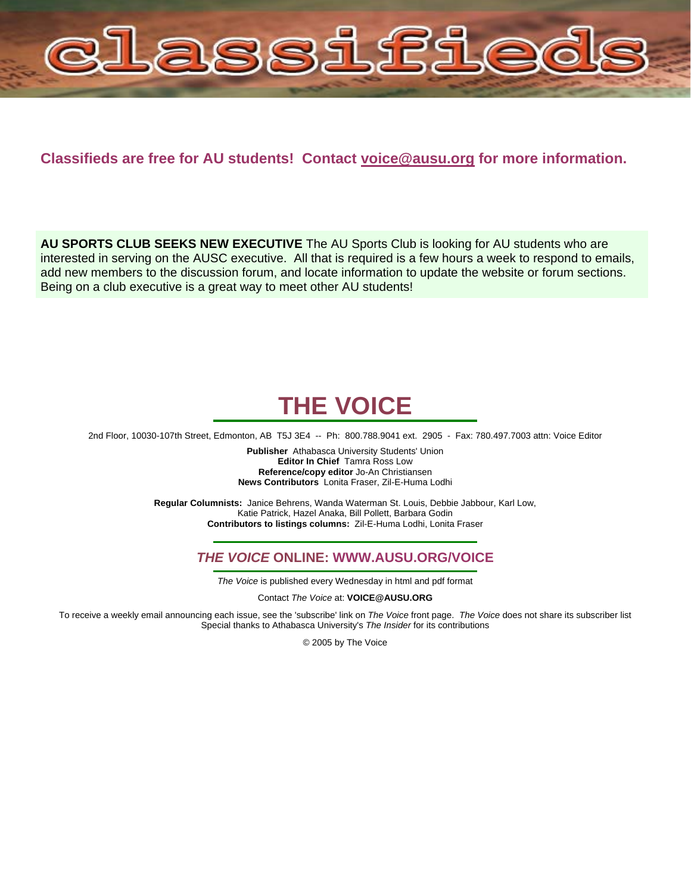# classifieds

**Classifieds are free for AU students! Contact voice@ausu.org for more information.**

**AU SPORTS CLUB SEEKS NEW EXECUTIVE** The AU Sports Club is looking for AU students who are interested in serving on the AUSC executive. All that is required is a few hours a week to respond to emails, add new members to the discussion forum, and locate information to update the website or forum sections. Being on a club executive is a great way to meet other AU students!

# THE VOICE

2nd Floor, 10030-107th Street, Edmonton, AB T5J 3E4 -- Ph: 800.788.9041 ext. 2905 - Fax: 780.497.7003 attn: Voice Editor

**Publisher** Athabasca University Students' Union
**Editor In Chief** Tamra Ross Low
**Reference/copy editor** Jo-An Christiansen
**News Contributors** Lonita Fraser, Zil-E-Huma Lodhi

**Regular Columnists:** Janice Behrens, Wanda Waterman St. Louis, Debbie Jabbour, Karl Low, Katie Patrick, Hazel Anaka, Bill Pollett, Barbara Godin
**Contributors to listings columns:** Zil-E-Huma Lodhi, Lonita Fraser

## *THE VOICE* ONLINE: WWW.AUSU.ORG/VOICE

*The Voice* is published every Wednesday in html and pdf format

Contact *The Voice* at: **VOICE@AUSU.ORG**

To receive a weekly email announcing each issue, see the 'subscribe' link on *The Voice* front page. *The Voice* does not share its subscriber list
Special thanks to Athabasca University's *The Insider* for its contributions

© 2005 by The Voice